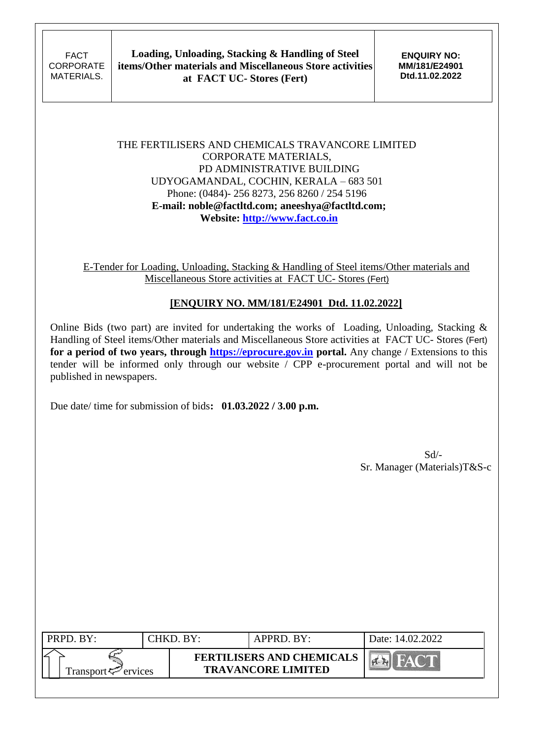| FACT CORPORATE MATERIALS. | **Loading, Unloading, Stacking & Handling of Steel items/Other materials and Miscellaneous Store activities at FACT UC- Stores (Fert)** | **ENQUIRY NO: MM/181/E24901 Dtd.11.02.2022** |
|---|---|---|

THE FERTILISERS AND CHEMICALS TRAVANCORE LIMITED
CORPORATE MATERIALS,
PD ADMINISTRATIVE BUILDING
UDYOGAMANDAL, COCHIN, KERALA – 683 501
Phone: (0484)- 256 8273, 256 8260 / 254 5196
**E-mail: noble@factltd.com; aneeshya@factltd.com;**
**Website: [http://www.fact.co.in](http://www.fact.co.in)**

E-Tender for Loading, Unloading, Stacking & Handling of Steel items/Other materials and Miscellaneous Store activities at FACT UC- Stores (Fert)

**[ENQUIRY NO. MM/181/E24901 Dtd. 11.02.2022]**

Online Bids (two part) are invited for undertaking the works of Loading, Unloading, Stacking & Handling of Steel items/Other materials and Miscellaneous Store activities at FACT UC- Stores (Fert) **for a period of two years, through [https://eprocure.gov.in](https://eprocure.gov.in) portal.** Any change / Extensions to this tender will be informed only through our website / CPP e-procurement portal and will not be published in newspapers.

Due date/ time for submission of bids**: 01.03.2022 / 3.00 p.m.**

Sd/-
Sr. Manager (Materials)T&S-c

| PRPD. BY: | CHKD. BY: | APPRD. BY: | Date: 14.02.2022 |
|---|---|---|---|
| Transport Services | **FERTILISERS AND CHEMICALS TRAVANCORE LIMITED** | | FACT |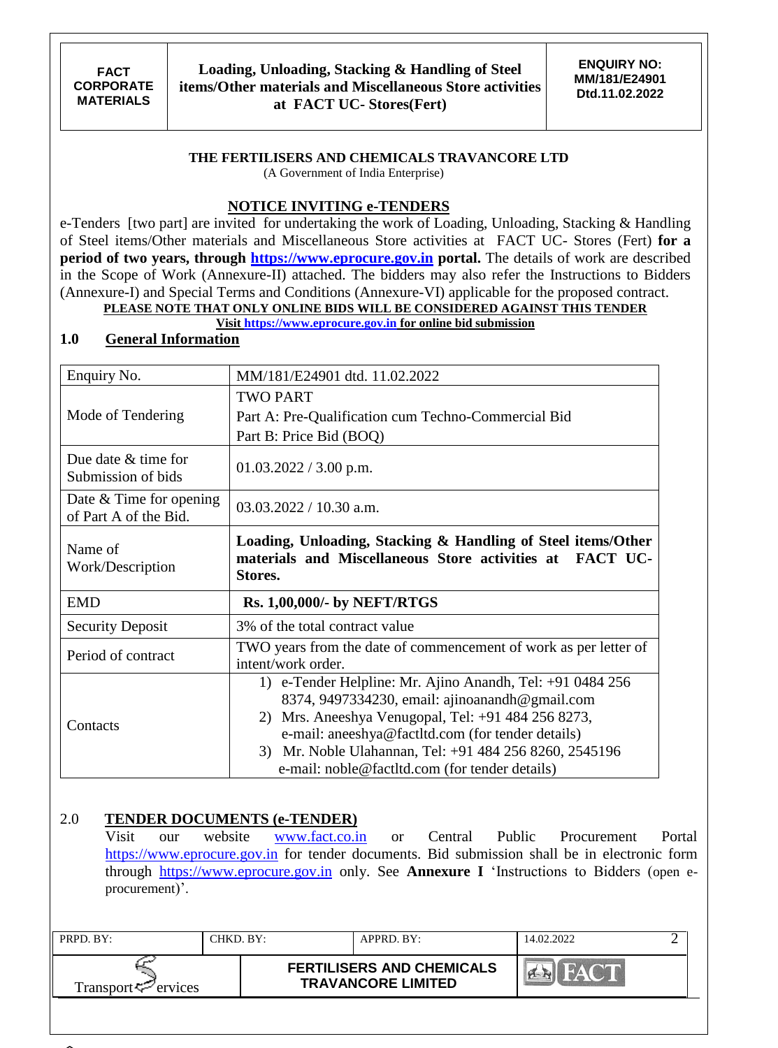**THE FERTILISERS AND CHEMICALS TRAVANCORE LTD**
(A Government of India Enterprise)

## NOTICE INVITING e-TENDERS

e-Tenders [two part] are invited for undertaking the work of Loading, Unloading, Stacking & Handling of Steel items/Other materials and Miscellaneous Store activities at FACT UC- Stores (Fert) **for a period of two years, through https://www.eprocure.gov.in portal.** The details of work are described in the Scope of Work (Annexure-II) attached. The bidders may also refer the Instructions to Bidders (Annexure-I) and Special Terms and Conditions (Annexure-VI) applicable for the proposed contract.

**PLEASE NOTE THAT ONLY ONLINE BIDS WILL BE CONSIDERED AGAINST THIS TENDER**

**Visit https://www.eprocure.gov.in for online bid submission**

## 1.0 General Information

| | |
|---|---|
| Enquiry No. | MM/181/E24901 dtd. 11.02.2022 |
| Mode of Tendering | TWO PART<br>Part A: Pre-Qualification cum Techno-Commercial Bid<br>Part B: Price Bid (BOQ) |
| Due date & time for Submission of bids | 01.03.2022 / 3.00 p.m. |
| Date & Time for opening of Part A of the Bid. | 03.03.2022 / 10.30 a.m. |
| Name of Work/Description | **Loading, Unloading, Stacking & Handling of Steel items/Other materials and Miscellaneous Store activities at FACT UC-Stores.** |
| EMD | **Rs. 1,00,000/- by NEFT/RTGS** |
| Security Deposit | 3% of the total contract value |
| Period of contract | TWO years from the date of commencement of work as per letter of intent/work order. |
| Contacts | 1) e-Tender Helpline: Mr. Ajino Anandh, Tel: +91 0484 256 8374, 9497334230, email: ajinoanandh@gmail.com<br>2) Mrs. Aneeshya Venugopal, Tel: +91 484 256 8273, e-mail: aneeshya@factltd.com (for tender details)<br>3) Mr. Noble Ulahannan, Tel: +91 484 256 8260, 2545196 e-mail: noble@factltd.com (for tender details) |

## 2.0 TENDER DOCUMENTS (e-TENDER)

Visit our website www.fact.co.in or Central Public Procurement Portal https://www.eprocure.gov.in for tender documents. Bid submission shall be in electronic form through https://www.eprocure.gov.in only. See **Annexure I** 'Instructions to Bidders (open e-procurement)'.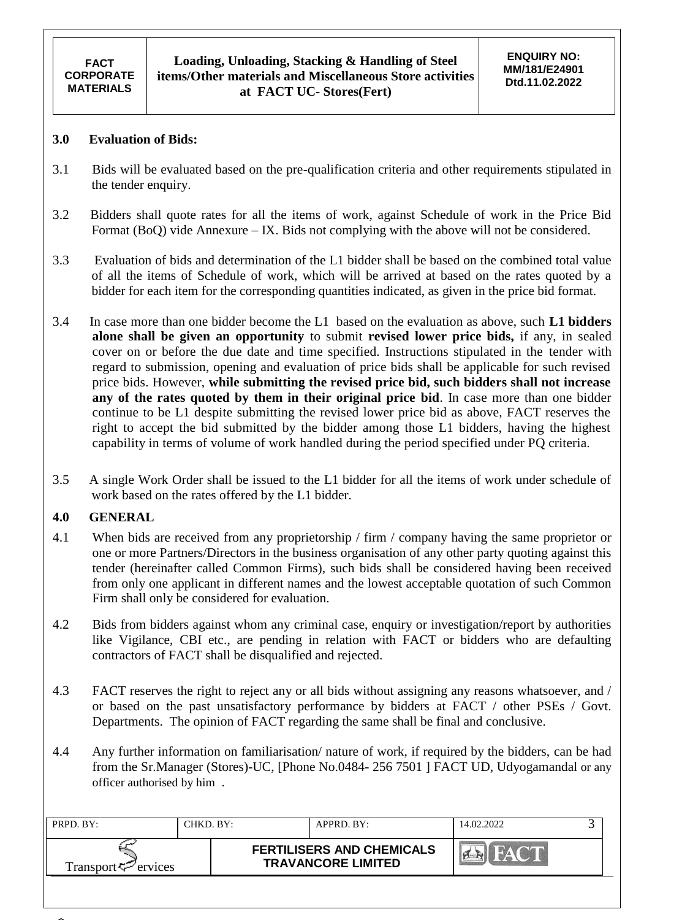## 3.0 Evaluation of Bids:

3.1 Bids will be evaluated based on the pre-qualification criteria and other requirements stipulated in the tender enquiry.

3.2 Bidders shall quote rates for all the items of work, against Schedule of work in the Price Bid Format (BoQ) vide Annexure – IX. Bids not complying with the above will not be considered.

3.3 Evaluation of bids and determination of the L1 bidder shall be based on the combined total value of all the items of Schedule of work, which will be arrived at based on the rates quoted by a bidder for each item for the corresponding quantities indicated, as given in the price bid format.

3.4 In case more than one bidder become the L1 based on the evaluation as above, such **L1 bidders alone shall be given an opportunity** to submit **revised lower price bids,** if any, in sealed cover on or before the due date and time specified. Instructions stipulated in the tender with regard to submission, opening and evaluation of price bids shall be applicable for such revised price bids. However, **while submitting the revised price bid, such bidders shall not increase any of the rates quoted by them in their original price bid**. In case more than one bidder continue to be L1 despite submitting the revised lower price bid as above, FACT reserves the right to accept the bid submitted by the bidder among those L1 bidders, having the highest capability in terms of volume of work handled during the period specified under PQ criteria.

3.5 A single Work Order shall be issued to the L1 bidder for all the items of work under schedule of work based on the rates offered by the L1 bidder.

## 4.0 GENERAL

4.1 When bids are received from any proprietorship / firm / company having the same proprietor or one or more Partners/Directors in the business organisation of any other party quoting against this tender (hereinafter called Common Firms), such bids shall be considered having been received from only one applicant in different names and the lowest acceptable quotation of such Common Firm shall only be considered for evaluation.

4.2 Bids from bidders against whom any criminal case, enquiry or investigation/report by authorities like Vigilance, CBI etc., are pending in relation with FACT or bidders who are defaulting contractors of FACT shall be disqualified and rejected.

4.3 FACT reserves the right to reject any or all bids without assigning any reasons whatsoever, and / or based on the past unsatisfactory performance by bidders at FACT / other PSEs / Govt. Departments. The opinion of FACT regarding the same shall be final and conclusive.

4.4 Any further information on familiarisation/ nature of work, if required by the bidders, can be had from the Sr.Manager (Stores)-UC, [Phone No.0484- 256 7501 ] FACT UD, Udyogamandal or any officer authorised by him .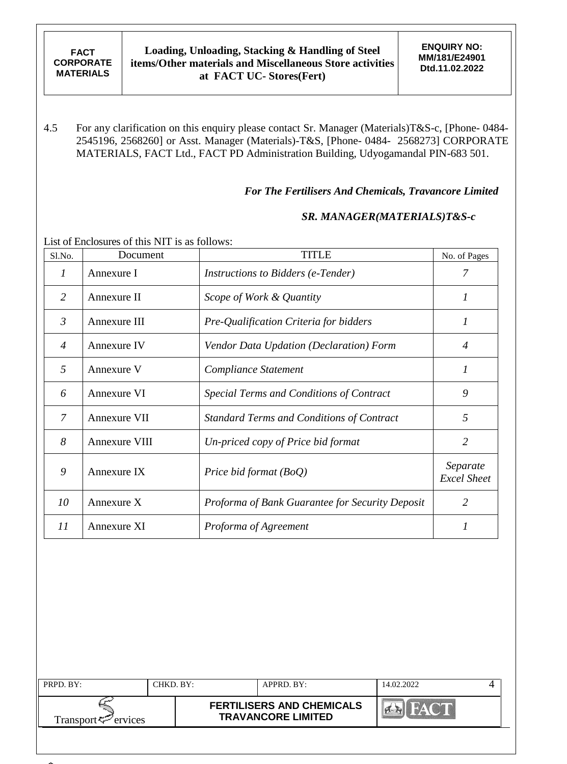4.5 For any clarification on this enquiry please contact Sr. Manager (Materials)T&S-c, [Phone- 0484-2545196, 2568260] or Asst. Manager (Materials)-T&S, [Phone- 0484- 2568273] CORPORATE MATERIALS, FACT Ltd., FACT PD Administration Building, Udyogamandal PIN-683 501.

*For The Fertilisers And Chemicals, Travancore Limited*

*SR. MANAGER(MATERIALS)T&S-c*

List of Enclosures of this NIT is as follows:

| Sl.No. | Document | TITLE | No. of Pages |
|---|---|---|---|
| *1* | Annexure I | *Instructions to Bidders (e-Tender)* | *7* |
| *2* | Annexure II | *Scope of Work & Quantity* | *1* |
| *3* | Annexure III | *Pre-Qualification Criteria for bidders* | *1* |
| *4* | Annexure IV | *Vendor Data Updation (Declaration) Form* | *4* |
| *5* | Annexure V | *Compliance Statement* | *1* |
| *6* | Annexure VI | *Special Terms and Conditions of Contract* | *9* |
| *7* | Annexure VII | *Standard Terms and Conditions of Contract* | *5* |
| *8* | Annexure VIII | *Un-priced copy of Price bid format* | *2* |
| *9* | Annexure IX | *Price bid format (BoQ)* | *Separate Excel Sheet* |
| *10* | Annexure X | *Proforma of Bank Guarantee for Security Deposit* | *2* |
| *11* | Annexure XI | *Proforma of Agreement* | *1* |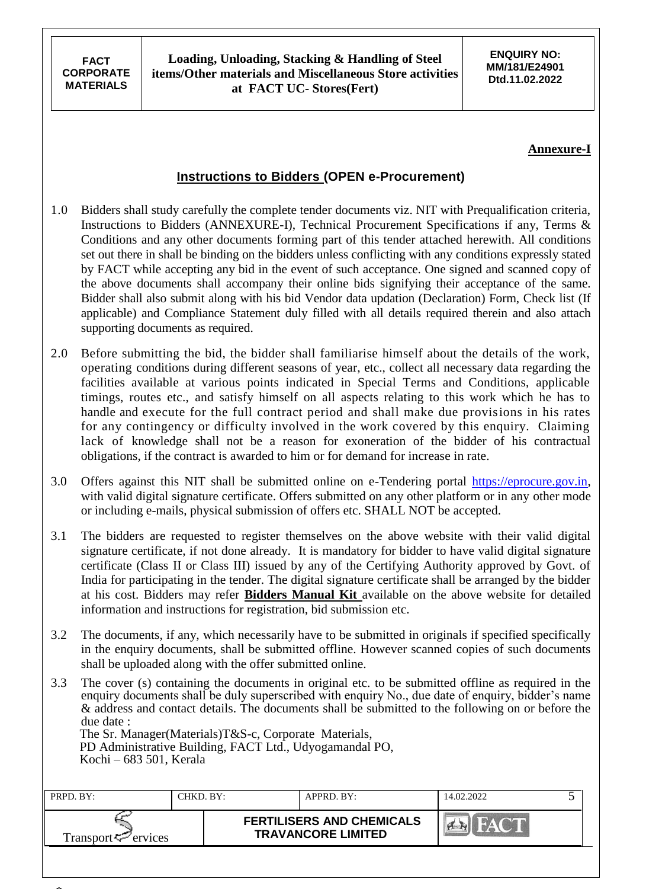**Annexure-I**

## Instructions to Bidders (OPEN e-Procurement)

1.0 Bidders shall study carefully the complete tender documents viz. NIT with Prequalification criteria, Instructions to Bidders (ANNEXURE-I), Technical Procurement Specifications if any, Terms & Conditions and any other documents forming part of this tender attached herewith. All conditions set out there in shall be binding on the bidders unless conflicting with any conditions expressly stated by FACT while accepting any bid in the event of such acceptance. One signed and scanned copy of the above documents shall accompany their online bids signifying their acceptance of the same. Bidder shall also submit along with his bid Vendor data updation (Declaration) Form, Check list (If applicable) and Compliance Statement duly filled with all details required therein and also attach supporting documents as required.

2.0 Before submitting the bid, the bidder shall familiarise himself about the details of the work, operating conditions during different seasons of year, etc., collect all necessary data regarding the facilities available at various points indicated in Special Terms and Conditions, applicable timings, routes etc., and satisfy himself on all aspects relating to this work which he has to handle and execute for the full contract period and shall make due provisions in his rates for any contingency or difficulty involved in the work covered by this enquiry. Claiming lack of knowledge shall not be a reason for exoneration of the bidder of his contractual obligations, if the contract is awarded to him or for demand for increase in rate.

3.0 Offers against this NIT shall be submitted online on e-Tendering portal https://eprocure.gov.in, with valid digital signature certificate. Offers submitted on any other platform or in any other mode or including e-mails, physical submission of offers etc. SHALL NOT be accepted.

3.1 The bidders are requested to register themselves on the above website with their valid digital signature certificate, if not done already. It is mandatory for bidder to have valid digital signature certificate (Class II or Class III) issued by any of the Certifying Authority approved by Govt. of India for participating in the tender. The digital signature certificate shall be arranged by the bidder at his cost. Bidders may refer **Bidders Manual Kit** available on the above website for detailed information and instructions for registration, bid submission etc.

3.2 The documents, if any, which necessarily have to be submitted in originals if specified specifically in the enquiry documents, shall be submitted offline. However scanned copies of such documents shall be uploaded along with the offer submitted online.

3.3 The cover (s) containing the documents in original etc. to be submitted offline as required in the enquiry documents shall be duly superscribed with enquiry No., due date of enquiry, bidder's name & address and contact details. The documents shall be submitted to the following on or before the due date :
The Sr. Manager(Materials)T&S-c, Corporate Materials,
PD Administrative Building, FACT Ltd., Udyogamandal PO,
Kochi – 683 501, Kerala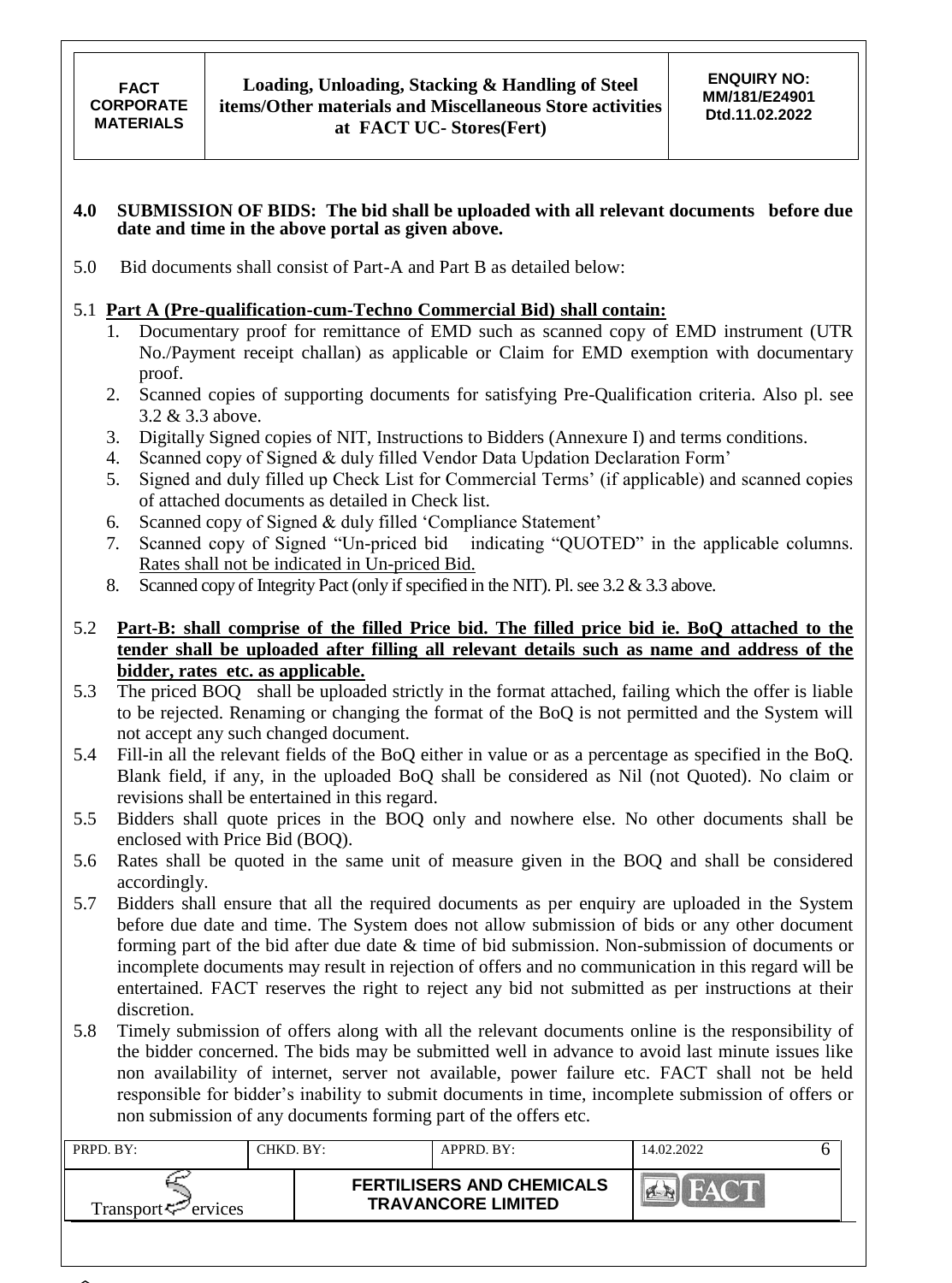**4.0 SUBMISSION OF BIDS: The bid shall be uploaded with all relevant documents before due date and time in the above portal as given above.**

5.0 Bid documents shall consist of Part-A and Part B as detailed below:

5.1 **Part A (Pre-qualification-cum-Techno Commercial Bid) shall contain:**

1. Documentary proof for remittance of EMD such as scanned copy of EMD instrument (UTR No./Payment receipt challan) as applicable or Claim for EMD exemption with documentary proof.
2. Scanned copies of supporting documents for satisfying Pre-Qualification criteria. Also pl. see 3.2 & 3.3 above.
3. Digitally Signed copies of NIT, Instructions to Bidders (Annexure I) and terms conditions.
4. Scanned copy of Signed & duly filled Vendor Data Updation Declaration Form'
5. Signed and duly filled up Check List for Commercial Terms' (if applicable) and scanned copies of attached documents as detailed in Check list.
6. Scanned copy of Signed & duly filled 'Compliance Statement'
7. Scanned copy of Signed "Un-priced bid indicating "QUOTED" in the applicable columns. Rates shall not be indicated in Un-priced Bid.
8. Scanned copy of Integrity Pact (only if specified in the NIT). Pl. see 3.2 & 3.3 above.

5.2 **Part-B: shall comprise of the filled Price bid. The filled price bid ie. BoQ attached to the tender shall be uploaded after filling all relevant details such as name and address of the bidder, rates etc. as applicable.**

5.3 The priced BOQ shall be uploaded strictly in the format attached, failing which the offer is liable to be rejected. Renaming or changing the format of the BoQ is not permitted and the System will not accept any such changed document.

5.4 Fill-in all the relevant fields of the BoQ either in value or as a percentage as specified in the BoQ. Blank field, if any, in the uploaded BoQ shall be considered as Nil (not Quoted). No claim or revisions shall be entertained in this regard.

5.5 Bidders shall quote prices in the BOQ only and nowhere else. No other documents shall be enclosed with Price Bid (BOQ).

5.6 Rates shall be quoted in the same unit of measure given in the BOQ and shall be considered accordingly.

5.7 Bidders shall ensure that all the required documents as per enquiry are uploaded in the System before due date and time. The System does not allow submission of bids or any other document forming part of the bid after due date & time of bid submission. Non-submission of documents or incomplete documents may result in rejection of offers and no communication in this regard will be entertained. FACT reserves the right to reject any bid not submitted as per instructions at their discretion.

5.8 Timely submission of offers along with all the relevant documents online is the responsibility of the bidder concerned. The bids may be submitted well in advance to avoid last minute issues like non availability of internet, server not available, power failure etc. FACT shall not be held responsible for bidder's inability to submit documents in time, incomplete submission of offers or non submission of any documents forming part of the offers etc.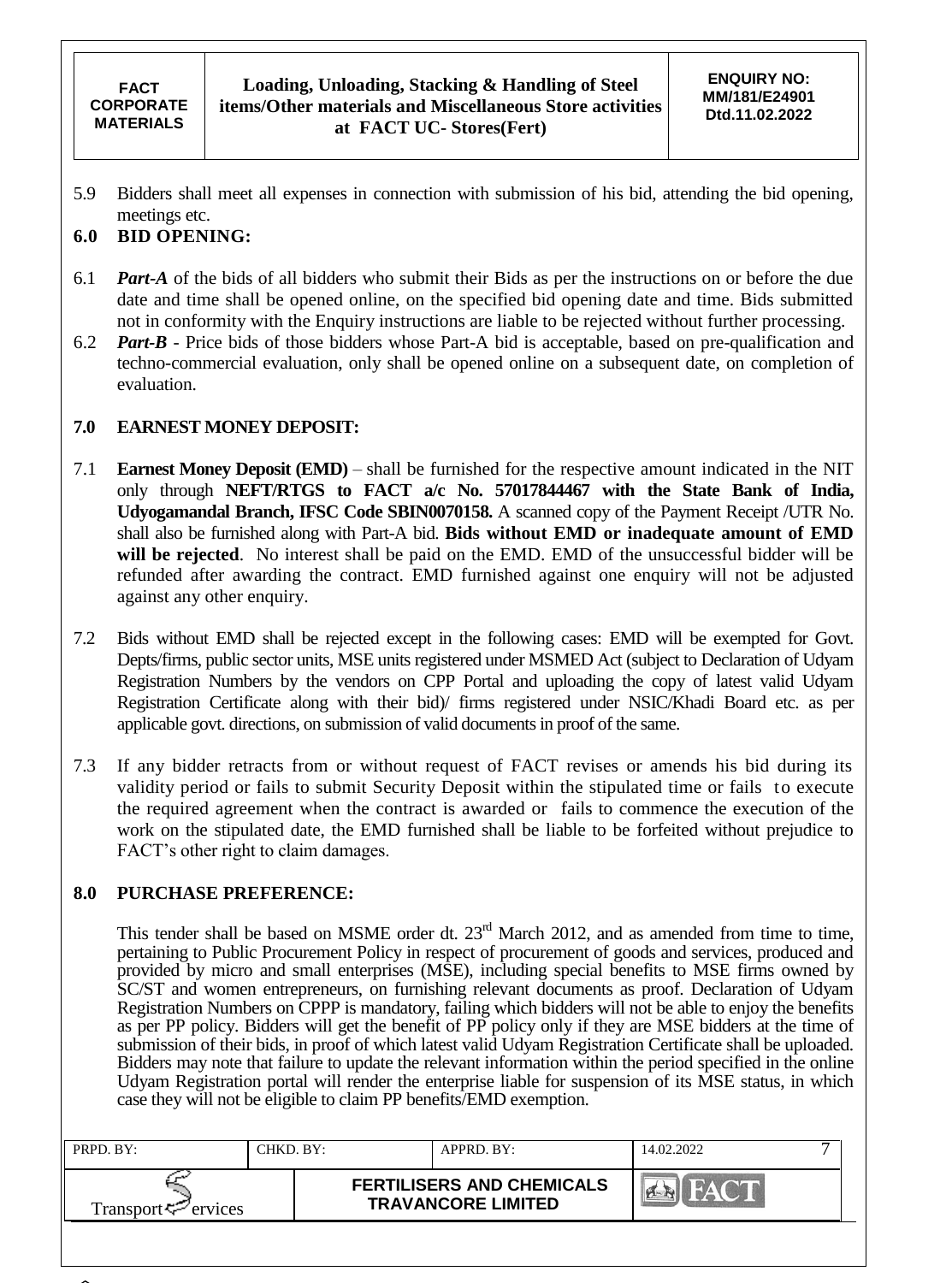5.9 Bidders shall meet all expenses in connection with submission of his bid, attending the bid opening, meetings etc.

## 6.0 BID OPENING:

6.1 ***Part-A*** of the bids of all bidders who submit their Bids as per the instructions on or before the due date and time shall be opened online, on the specified bid opening date and time. Bids submitted not in conformity with the Enquiry instructions are liable to be rejected without further processing.

6.2 ***Part-B*** - Price bids of those bidders whose Part-A bid is acceptable, based on pre-qualification and techno-commercial evaluation, only shall be opened online on a subsequent date, on completion of evaluation.

## 7.0 EARNEST MONEY DEPOSIT:

7.1 **Earnest Money Deposit (EMD)** – shall be furnished for the respective amount indicated in the NIT only through **NEFT/RTGS to FACT a/c No. 57017844467 with the State Bank of India, Udyogamandal Branch, IFSC Code SBIN0070158.** A scanned copy of the Payment Receipt /UTR No. shall also be furnished along with Part-A bid. **Bids without EMD or inadequate amount of EMD will be rejected**. No interest shall be paid on the EMD. EMD of the unsuccessful bidder will be refunded after awarding the contract. EMD furnished against one enquiry will not be adjusted against any other enquiry.

7.2 Bids without EMD shall be rejected except in the following cases: EMD will be exempted for Govt. Depts/firms, public sector units, MSE units registered under MSMED Act (subject to Declaration of Udyam Registration Numbers by the vendors on CPP Portal and uploading the copy of latest valid Udyam Registration Certificate along with their bid)/ firms registered under NSIC/Khadi Board etc. as per applicable govt. directions, on submission of valid documents in proof of the same.

7.3 If any bidder retracts from or without request of FACT revises or amends his bid during its validity period or fails to submit Security Deposit within the stipulated time or fails to execute the required agreement when the contract is awarded or fails to commence the execution of the work on the stipulated date, the EMD furnished shall be liable to be forfeited without prejudice to FACT's other right to claim damages.

## 8.0 PURCHASE PREFERENCE:

This tender shall be based on MSME order dt. 23rd March 2012, and as amended from time to time, pertaining to Public Procurement Policy in respect of procurement of goods and services, produced and provided by micro and small enterprises (MSE), including special benefits to MSE firms owned by SC/ST and women entrepreneurs, on furnishing relevant documents as proof. Declaration of Udyam Registration Numbers on CPPP is mandatory, failing which bidders will not be able to enjoy the benefits as per PP policy. Bidders will get the benefit of PP policy only if they are MSE bidders at the time of submission of their bids, in proof of which latest valid Udyam Registration Certificate shall be uploaded. Bidders may note that failure to update the relevant information within the period specified in the online Udyam Registration portal will render the enterprise liable for suspension of its MSE status, in which case they will not be eligible to claim PP benefits/EMD exemption.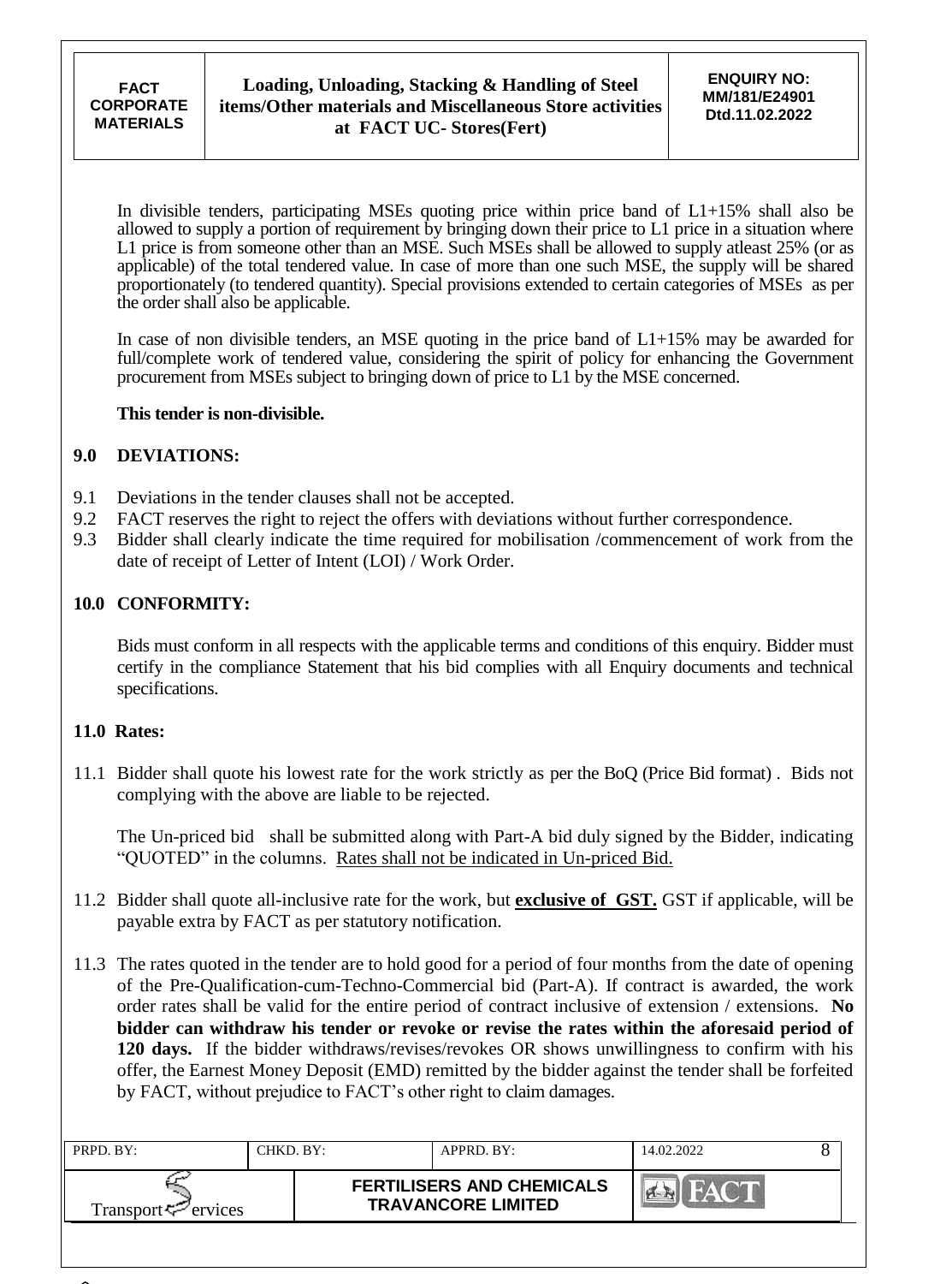In divisible tenders, participating MSEs quoting price within price band of L1+15% shall also be allowed to supply a portion of requirement by bringing down their price to L1 price in a situation where L1 price is from someone other than an MSE. Such MSEs shall be allowed to supply atleast 25% (or as applicable) of the total tendered value. In case of more than one such MSE, the supply will be shared proportionately (to tendered quantity). Special provisions extended to certain categories of MSEs as per the order shall also be applicable.

In case of non divisible tenders, an MSE quoting in the price band of L1+15% may be awarded for full/complete work of tendered value, considering the spirit of policy for enhancing the Government procurement from MSEs subject to bringing down of price to L1 by the MSE concerned.

**This tender is non-divisible.**

## 9.0 DEVIATIONS:

9.1 Deviations in the tender clauses shall not be accepted.

9.2 FACT reserves the right to reject the offers with deviations without further correspondence.

9.3 Bidder shall clearly indicate the time required for mobilisation /commencement of work from the date of receipt of Letter of Intent (LOI) / Work Order.

## 10.0 CONFORMITY:

Bids must conform in all respects with the applicable terms and conditions of this enquiry. Bidder must certify in the compliance Statement that his bid complies with all Enquiry documents and technical specifications.

## 11.0 Rates:

11.1 Bidder shall quote his lowest rate for the work strictly as per the BoQ (Price Bid format) . Bids not complying with the above are liable to be rejected.

The Un-priced bid shall be submitted along with Part-A bid duly signed by the Bidder, indicating "QUOTED" in the columns. Rates shall not be indicated in Un-priced Bid.

11.2 Bidder shall quote all-inclusive rate for the work, but **exclusive of GST.** GST if applicable, will be payable extra by FACT as per statutory notification.

11.3 The rates quoted in the tender are to hold good for a period of four months from the date of opening of the Pre-Qualification-cum-Techno-Commercial bid (Part-A). If contract is awarded, the work order rates shall be valid for the entire period of contract inclusive of extension / extensions. **No bidder can withdraw his tender or revoke or revise the rates within the aforesaid period of 120 days.** If the bidder withdraws/revises/revokes OR shows unwillingness to confirm with his offer, the Earnest Money Deposit (EMD) remitted by the bidder against the tender shall be forfeited by FACT, without prejudice to FACT's other right to claim damages.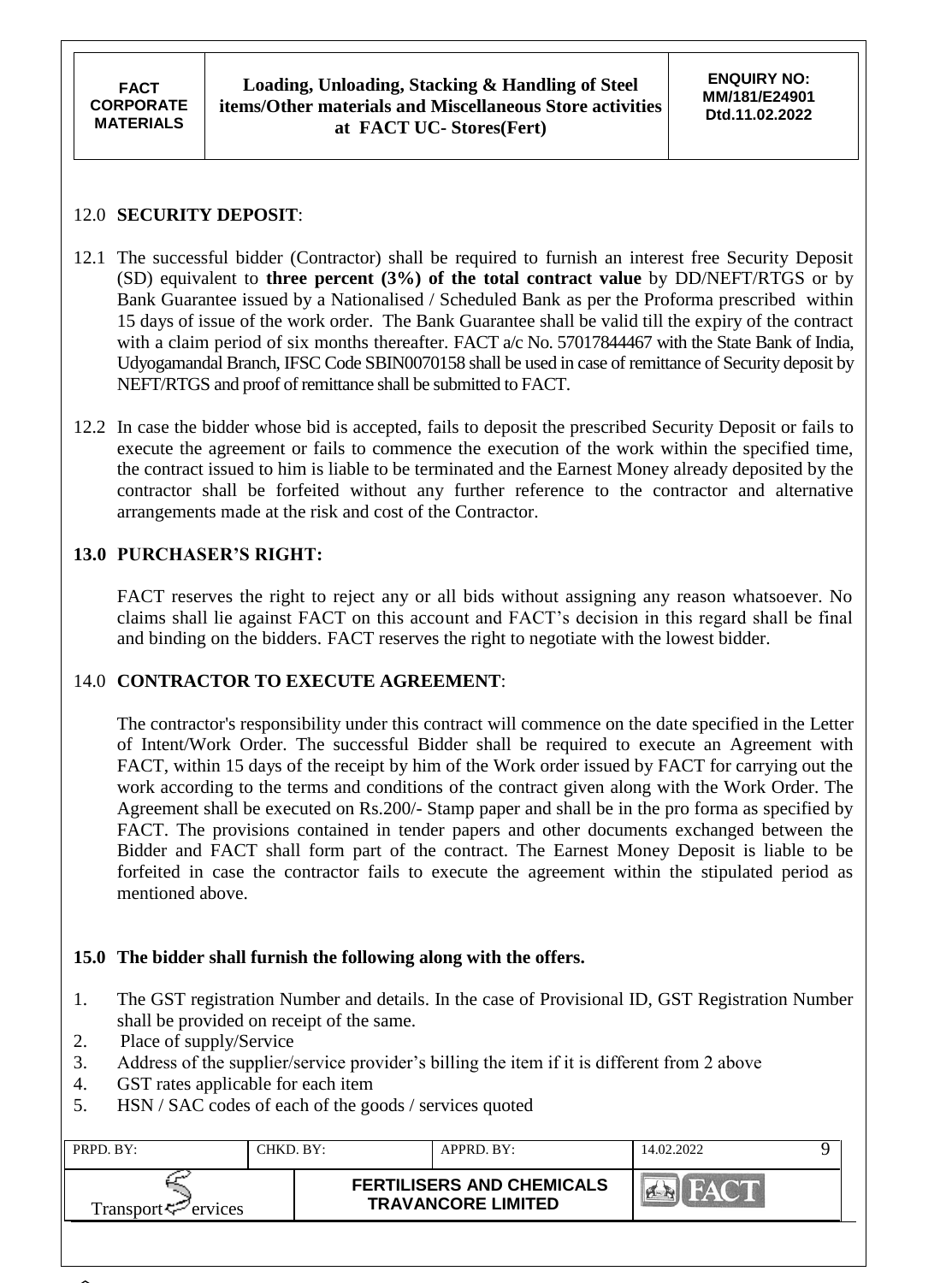## 12.0 SECURITY DEPOSIT:

12.1 The successful bidder (Contractor) shall be required to furnish an interest free Security Deposit (SD) equivalent to **three percent (3%) of the total contract value** by DD/NEFT/RTGS or by Bank Guarantee issued by a Nationalised / Scheduled Bank as per the Proforma prescribed within 15 days of issue of the work order. The Bank Guarantee shall be valid till the expiry of the contract with a claim period of six months thereafter. FACT a/c No. 57017844467 with the State Bank of India, Udyogamandal Branch, IFSC Code SBIN0070158 shall be used in case of remittance of Security deposit by NEFT/RTGS and proof of remittance shall be submitted to FACT.

12.2 In case the bidder whose bid is accepted, fails to deposit the prescribed Security Deposit or fails to execute the agreement or fails to commence the execution of the work within the specified time, the contract issued to him is liable to be terminated and the Earnest Money already deposited by the contractor shall be forfeited without any further reference to the contractor and alternative arrangements made at the risk and cost of the Contractor.

## 13.0 PURCHASER'S RIGHT:

FACT reserves the right to reject any or all bids without assigning any reason whatsoever. No claims shall lie against FACT on this account and FACT's decision in this regard shall be final and binding on the bidders. FACT reserves the right to negotiate with the lowest bidder.

## 14.0 CONTRACTOR TO EXECUTE AGREEMENT:

The contractor's responsibility under this contract will commence on the date specified in the Letter of Intent/Work Order. The successful Bidder shall be required to execute an Agreement with FACT, within 15 days of the receipt by him of the Work order issued by FACT for carrying out the work according to the terms and conditions of the contract given along with the Work Order. The Agreement shall be executed on Rs.200/- Stamp paper and shall be in the pro forma as specified by FACT. The provisions contained in tender papers and other documents exchanged between the Bidder and FACT shall form part of the contract. The Earnest Money Deposit is liable to be forfeited in case the contractor fails to execute the agreement within the stipulated period as mentioned above.

## 15.0 The bidder shall furnish the following along with the offers.

1. The GST registration Number and details. In the case of Provisional ID, GST Registration Number shall be provided on receipt of the same.
2. Place of supply/Service
3. Address of the supplier/service provider's billing the item if it is different from 2 above
4. GST rates applicable for each item
5. HSN / SAC codes of each of the goods / services quoted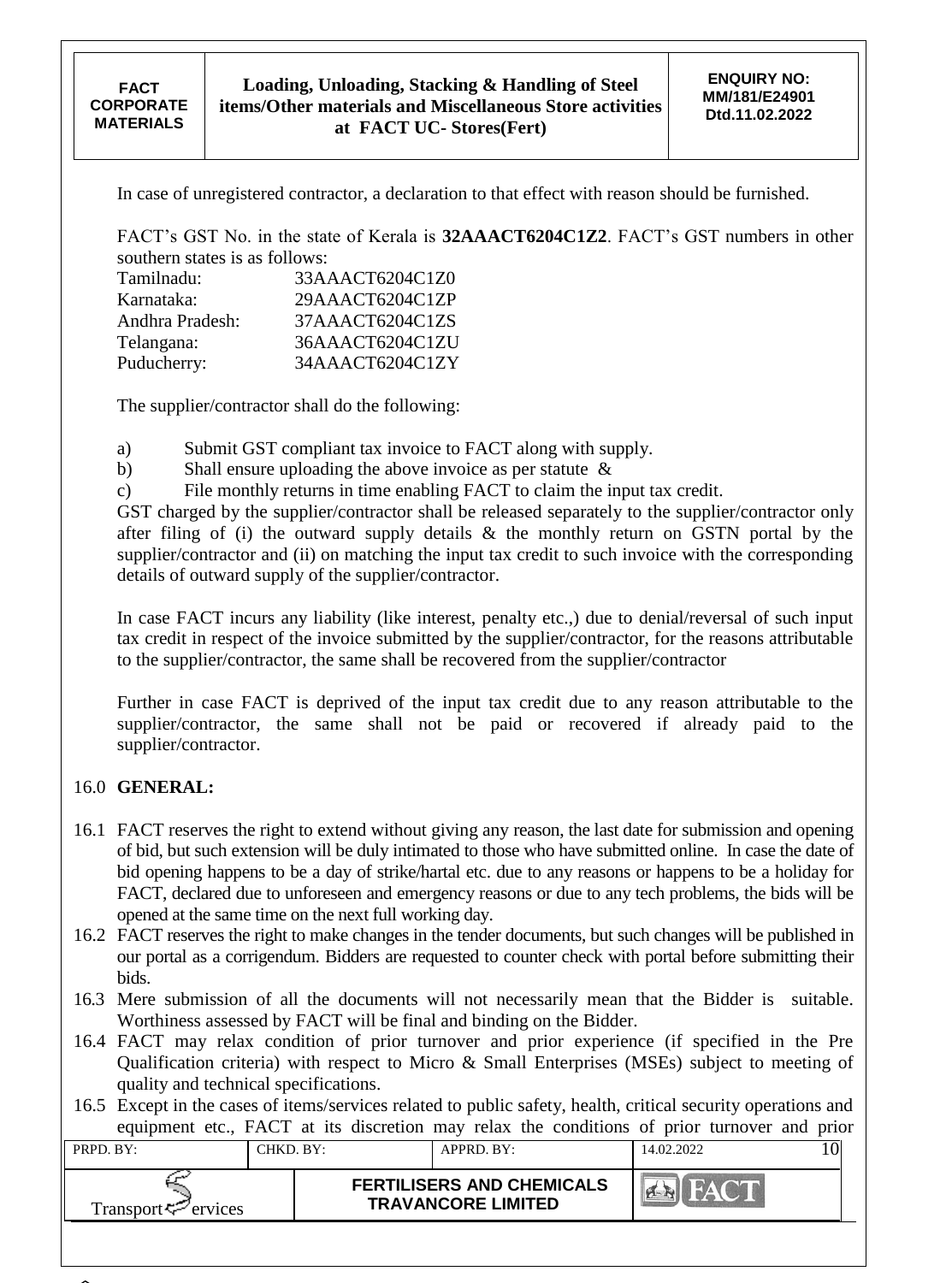In case of unregistered contractor, a declaration to that effect with reason should be furnished.

FACT's GST No. in the state of Kerala is **32AAACT6204C1Z2**. FACT's GST numbers in other southern states is as follows:

| | |
|---|---|
| Tamilnadu: | 33AAACT6204C1Z0 |
| Karnataka: | 29AAACT6204C1ZP |
| Andhra Pradesh: | 37AAACT6204C1ZS |
| Telangana: | 36AAACT6204C1ZU |
| Puducherry: | 34AAACT6204C1ZY |

The supplier/contractor shall do the following:

a) Submit GST compliant tax invoice to FACT along with supply.

b) Shall ensure uploading the above invoice as per statute &

c) File monthly returns in time enabling FACT to claim the input tax credit.

GST charged by the supplier/contractor shall be released separately to the supplier/contractor only after filing of (i) the outward supply details & the monthly return on GSTN portal by the supplier/contractor and (ii) on matching the input tax credit to such invoice with the corresponding details of outward supply of the supplier/contractor.

In case FACT incurs any liability (like interest, penalty etc.,) due to denial/reversal of such input tax credit in respect of the invoice submitted by the supplier/contractor, for the reasons attributable to the supplier/contractor, the same shall be recovered from the supplier/contractor

Further in case FACT is deprived of the input tax credit due to any reason attributable to the supplier/contractor, the same shall not be paid or recovered if already paid to the supplier/contractor.

## 16.0 GENERAL:

16.1 FACT reserves the right to extend without giving any reason, the last date for submission and opening of bid, but such extension will be duly intimated to those who have submitted online. In case the date of bid opening happens to be a day of strike/hartal etc. due to any reasons or happens to be a holiday for FACT, declared due to unforeseen and emergency reasons or due to any tech problems, the bids will be opened at the same time on the next full working day.

16.2 FACT reserves the right to make changes in the tender documents, but such changes will be published in our portal as a corrigendum. Bidders are requested to counter check with portal before submitting their bids.

16.3 Mere submission of all the documents will not necessarily mean that the Bidder is suitable. Worthiness assessed by FACT will be final and binding on the Bidder.

16.4 FACT may relax condition of prior turnover and prior experience (if specified in the Pre Qualification criteria) with respect to Micro & Small Enterprises (MSEs) subject to meeting of quality and technical specifications.

16.5 Except in the cases of items/services related to public safety, health, critical security operations and equipment etc., FACT at its discretion may relax the conditions of prior turnover and prior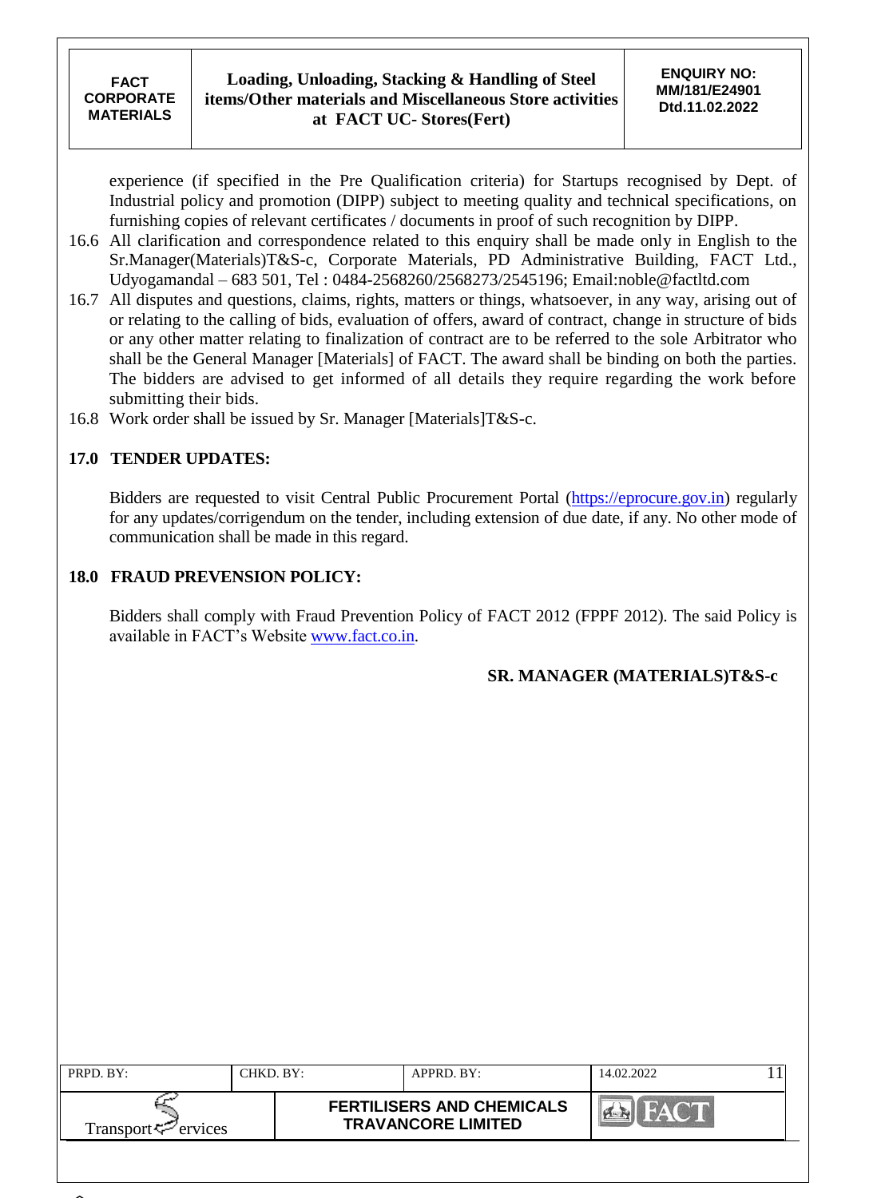experience (if specified in the Pre Qualification criteria) for Startups recognised by Dept. of Industrial policy and promotion (DIPP) subject to meeting quality and technical specifications, on furnishing copies of relevant certificates / documents in proof of such recognition by DIPP.

16.6 All clarification and correspondence related to this enquiry shall be made only in English to the Sr.Manager(Materials)T&S-c, Corporate Materials, PD Administrative Building, FACT Ltd., Udyogamandal – 683 501, Tel : 0484-2568260/2568273/2545196; Email:noble@factltd.com

16.7 All disputes and questions, claims, rights, matters or things, whatsoever, in any way, arising out of or relating to the calling of bids, evaluation of offers, award of contract, change in structure of bids or any other matter relating to finalization of contract are to be referred to the sole Arbitrator who shall be the General Manager [Materials] of FACT. The award shall be binding on both the parties. The bidders are advised to get informed of all details they require regarding the work before submitting their bids.

16.8 Work order shall be issued by Sr. Manager [Materials]T&S-c.

## 17.0 TENDER UPDATES:

Bidders are requested to visit Central Public Procurement Portal (https://eprocure.gov.in) regularly for any updates/corrigendum on the tender, including extension of due date, if any. No other mode of communication shall be made in this regard.

## 18.0 FRAUD PREVENSION POLICY:

Bidders shall comply with Fraud Prevention Policy of FACT 2012 (FPPF 2012). The said Policy is available in FACT's Website www.fact.co.in.

**SR. MANAGER (MATERIALS)T&S-c**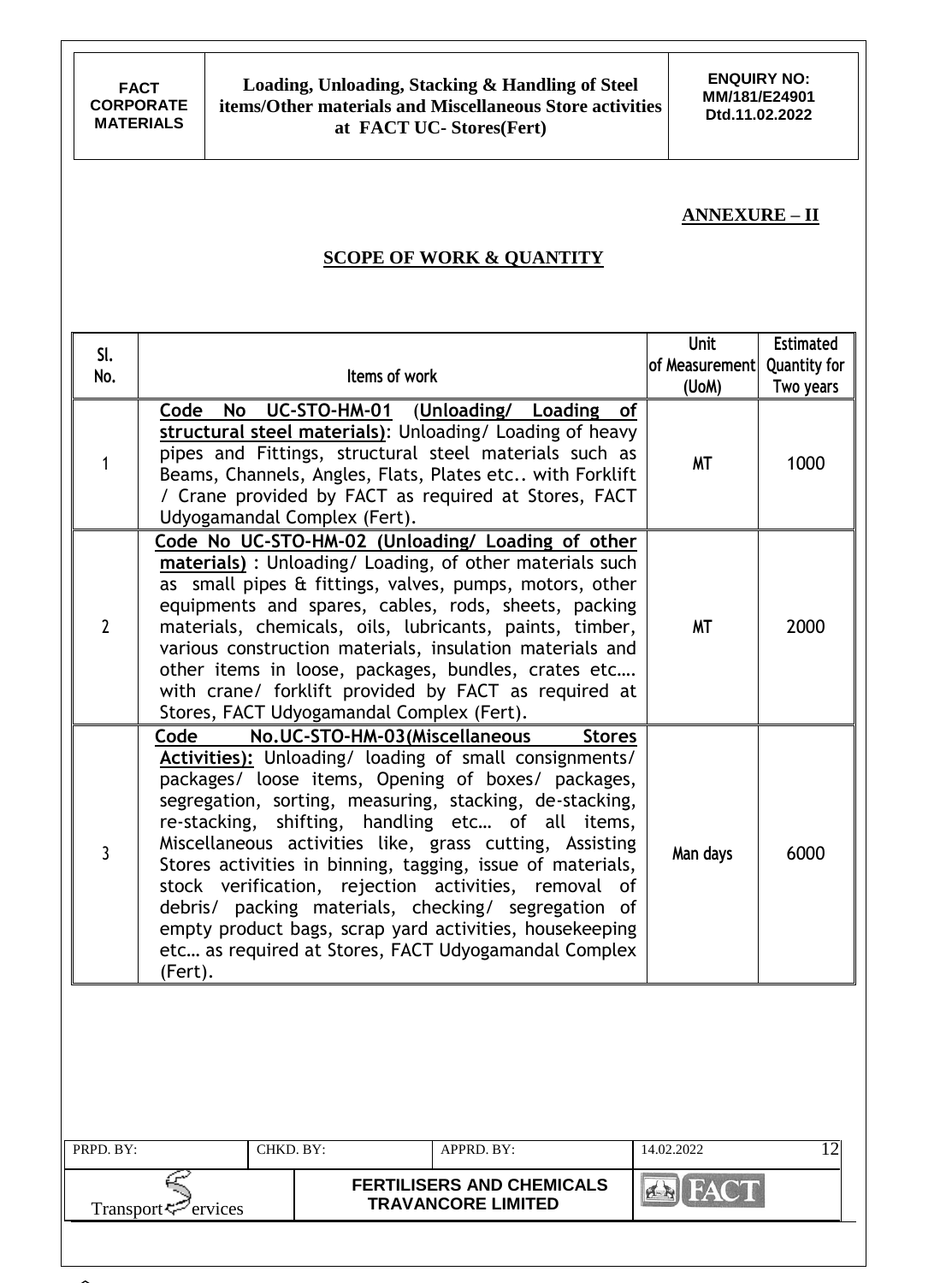## ANNEXURE – II

## SCOPE OF WORK & QUANTITY

| Sl. No. | Items of work | Unit of Measurement (UoM) | Estimated Quantity for Two years |
|---|---|---|---|
| 1 | **Code No UC-STO-HM-01 (Unloading/ Loading of structural steel materials):** Unloading/ Loading of heavy pipes and Fittings, structural steel materials such as Beams, Channels, Angles, Flats, Plates etc.. with Forklift / Crane provided by FACT as required at Stores, FACT Udyogamandal Complex (Fert). | MT | 1000 |
| 2 | **Code No UC-STO-HM-02 (Unloading/ Loading of other materials) :** Unloading/ Loading, of other materials such as small pipes & fittings, valves, pumps, motors, other equipments and spares, cables, rods, sheets, packing materials, chemicals, oils, lubricants, paints, timber, various construction materials, insulation materials and other items in loose, packages, bundles, crates etc…. with crane/ forklift provided by FACT as required at Stores, FACT Udyogamandal Complex (Fert). | MT | 2000 |
| 3 | **Code No.UC-STO-HM-03(Miscellaneous Stores Activities):** Unloading/ loading of small consignments/ packages/ loose items, Opening of boxes/ packages, segregation, sorting, measuring, stacking, de-stacking, re-stacking, shifting, handling etc… of all items, Miscellaneous activities like, grass cutting, Assisting Stores activities in binning, tagging, issue of materials, stock verification, rejection activities, removal of debris/ packing materials, checking/ segregation of empty product bags, scrap yard activities, housekeeping etc… as required at Stores, FACT Udyogamandal Complex (Fert). | Man days | 6000 |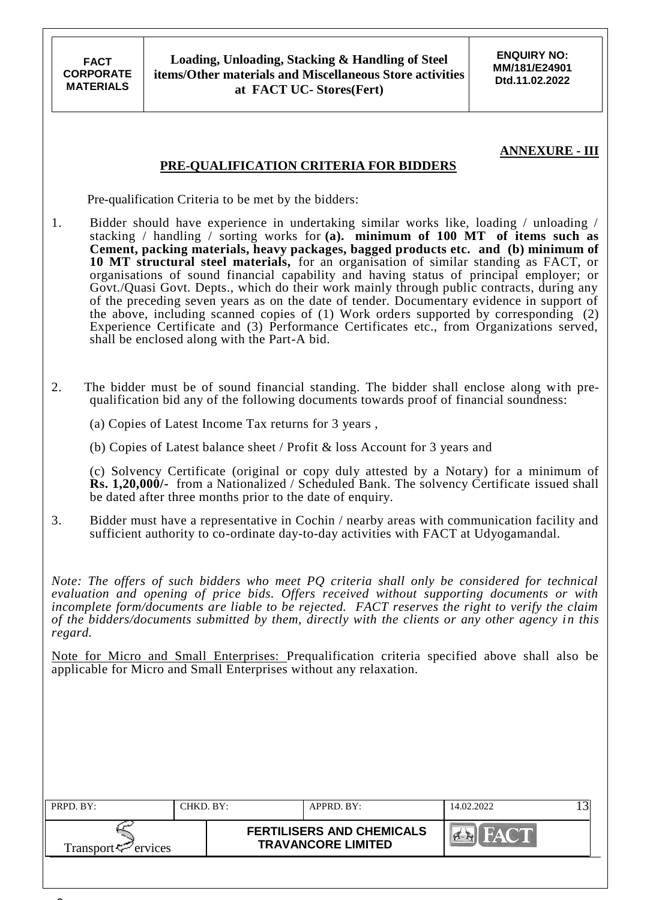**ANNEXURE - III**

## PRE-QUALIFICATION CRITERIA FOR BIDDERS

Pre-qualification Criteria to be met by the bidders:

1. Bidder should have experience in undertaking similar works like, loading / unloading / stacking / handling / sorting works for **(a). minimum of 100 MT of items such as Cement, packing materials, heavy packages, bagged products etc. and (b) minimum of 10 MT structural steel materials,** for an organisation of similar standing as FACT, or organisations of sound financial capability and having status of principal employer; or Govt./Quasi Govt. Depts., which do their work mainly through public contracts, during any of the preceding seven years as on the date of tender. Documentary evidence in support of the above, including scanned copies of (1) Work orders supported by corresponding (2) Experience Certificate and (3) Performance Certificates etc., from Organizations served, shall be enclosed along with the Part-A bid.

2. The bidder must be of sound financial standing. The bidder shall enclose along with pre-qualification bid any of the following documents towards proof of financial soundness:

   (a) Copies of Latest Income Tax returns for 3 years ,

   (b) Copies of Latest balance sheet / Profit & loss Account for 3 years and

   (c) Solvency Certificate (original or copy duly attested by a Notary) for a minimum of **Rs. 1,20,000/-** from a Nationalized / Scheduled Bank. The solvency Certificate issued shall be dated after three months prior to the date of enquiry.

3. Bidder must have a representative in Cochin / nearby areas with communication facility and sufficient authority to co-ordinate day-to-day activities with FACT at Udyogamandal.

*Note: The offers of such bidders who meet PQ criteria shall only be considered for technical evaluation and opening of price bids. Offers received without supporting documents or with incomplete form/documents are liable to be rejected. FACT reserves the right to verify the claim of the bidders/documents submitted by them, directly with the clients or any other agency in this regard.*

<u>Note for Micro and Small Enterprises:</u> Prequalification criteria specified above shall also be applicable for Micro and Small Enterprises without any relaxation.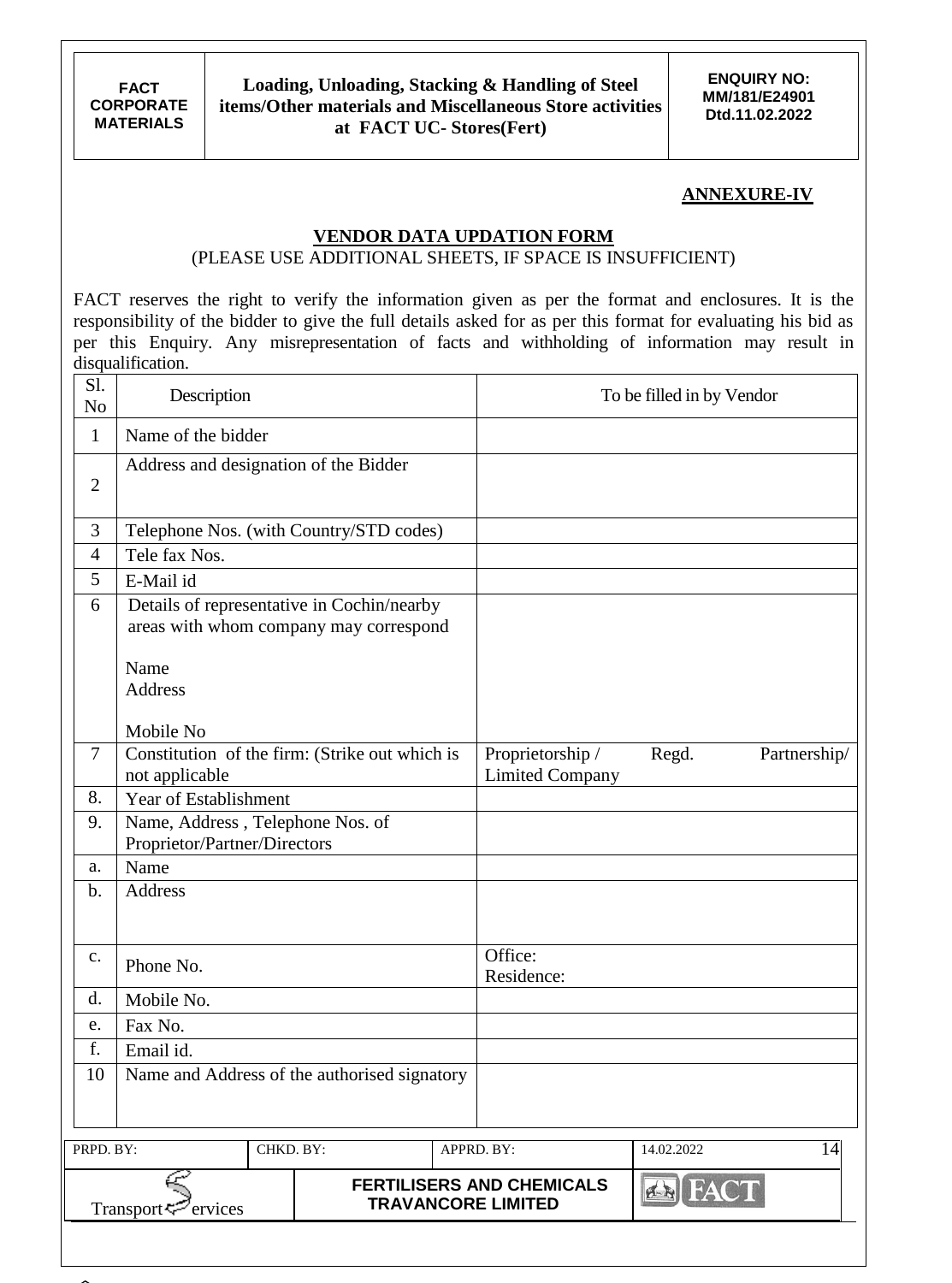**ANNEXURE-IV**

**VENDOR DATA UPDATION FORM**

(PLEASE USE ADDITIONAL SHEETS, IF SPACE IS INSUFFICIENT)

FACT reserves the right to verify the information given as per the format and enclosures. It is the responsibility of the bidder to give the full details asked for as per this format for evaluating his bid as per this Enquiry. Any misrepresentation of facts and withholding of information may result in disqualification.

| Sl. No | Description | To be filled in by Vendor |
|---|---|---|
| 1 | Name of the bidder | |
| 2 | Address and designation of the Bidder | |
| 3 | Telephone Nos. (with Country/STD codes) | |
| 4 | Tele fax Nos. | |
| 5 | E-Mail id | |
| 6 | Details of representative in Cochin/nearby areas with whom company may correspond<br><br>Name<br>Address<br><br>Mobile No | |
| 7 | Constitution of the firm: (Strike out which is not applicable | Proprietorship / Regd. Partnership/ Limited Company |
| 8. | Year of Establishment | |
| 9. | Name, Address , Telephone Nos. of Proprietor/Partner/Directors | |
| a. | Name | |
| b. | Address | |
| c. | Phone No. | Office:<br>Residence: |
| d. | Mobile No. | |
| e. | Fax No. | |
| f. | Email id. | |
| 10 | Name and Address of the authorised signatory | |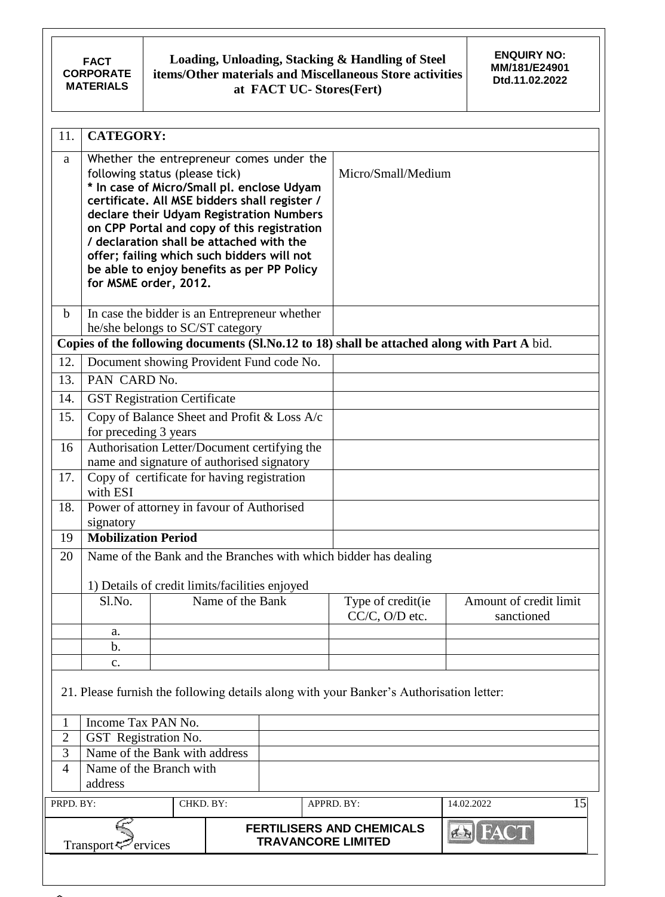| 11. | **CATEGORY:** | |
|---|---|---|
| a | Whether the entrepreneur comes under the following status (please tick) **\* In case of Micro/Small pl. enclose Udyam certificate. All MSE bidders shall register / declare their Udyam Registration Numbers on CPP Portal and copy of this registration / declaration shall be attached with the offer; failing which such bidders will not be able to enjoy benefits as per PP Policy for MSME order, 2012.** | Micro/Small/Medium |
| b | In case the bidder is an Entrepreneur whether he/she belongs to SC/ST category | |

**Copies of the following documents (Sl.No.12 to 18) shall be attached along with Part A** bid.

| | | |
|---|---|---|
| 12. | Document showing Provident Fund code No. | |
| 13. | PAN CARD No. | |
| 14. | GST Registration Certificate | |
| 15. | Copy of Balance Sheet and Profit & Loss A/c for preceding 3 years | |
| 16 | Authorisation Letter/Document certifying the name and signature of authorised signatory | |
| 17. | Copy of certificate for having registration with ESI | |
| 18. | Power of attorney in favour of Authorised signatory | |
| 19 | **Mobilization Period** | |
| 20 | Name of the Bank and the Branches with which bidder has dealing<br><br>1) Details of credit limits/facilities enjoyed | |

| Sl.No. | Name of the Bank | Type of credit(ie CC/C, O/D etc. | Amount of credit limit sanctioned |
|---|---|---|---|
| a. | | | |
| b. | | | |
| c. | | | |

21. Please furnish the following details along with your Banker's Authorisation letter:

| | | |
|---|---|---|
| 1 | Income Tax PAN No. | |
| 2 | GST Registration No. | |
| 3 | Name of the Bank with address | |
| 4 | Name of the Branch with address | |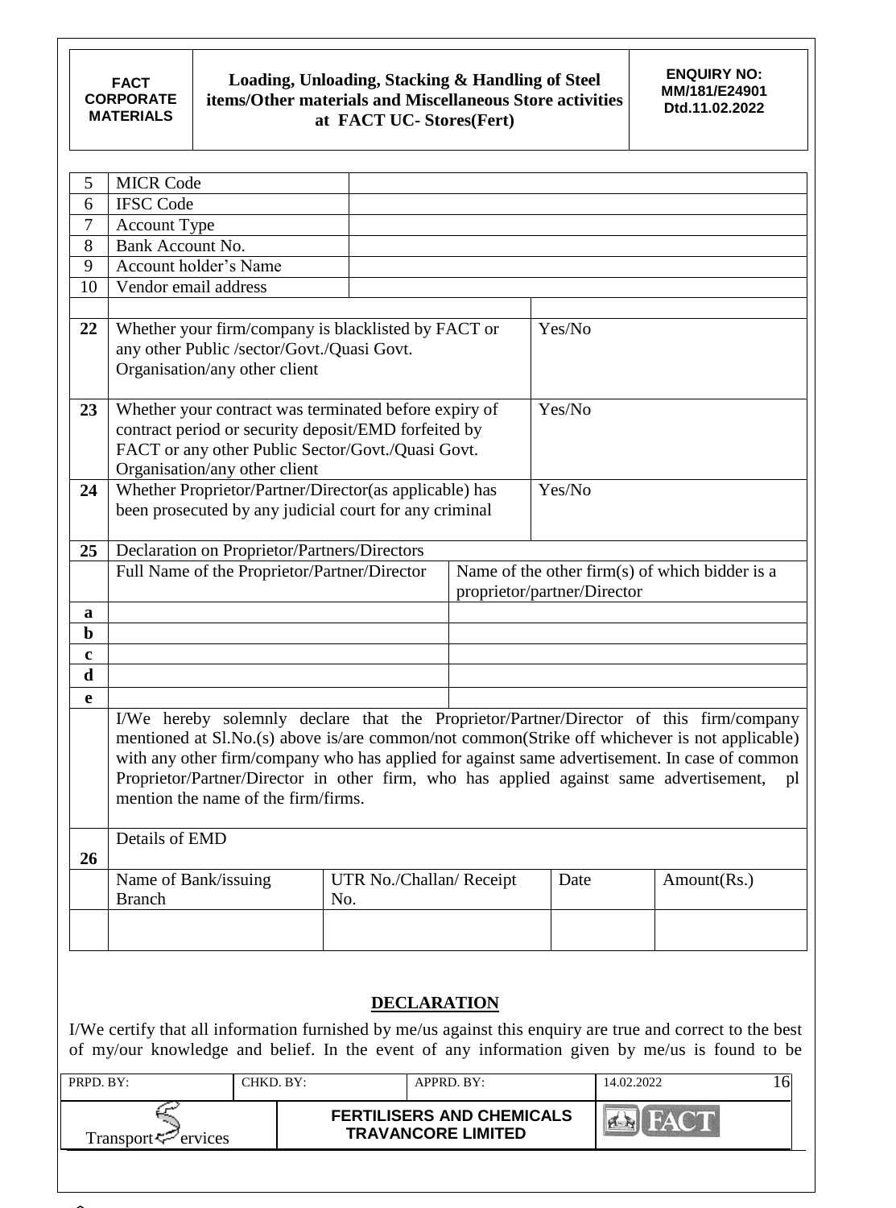| 5 | MICR Code | |
|---|---|---|
| 6 | IFSC Code | |
| 7 | Account Type | |
| 8 | Bank Account No. | |
| 9 | Account holder's Name | |
| 10 | Vendor email address | |

| | | |
|---|---|---|
| **22** | Whether your firm/company is blacklisted by FACT or any other Public /sector/Govt./Quasi Govt. Organisation/any other client | Yes/No |
| **23** | Whether your contract was terminated before expiry of contract period or security deposit/EMD forfeited by FACT or any other Public Sector/Govt./Quasi Govt. Organisation/any other client | Yes/No |
| **24** | Whether Proprietor/Partner/Director(as applicable) has been prosecuted by any judicial court for any criminal | Yes/No |

| **25** | Declaration on Proprietor/Partners/Directors | |
|---|---|---|
| | Full Name of the Proprietor/Partner/Director | Name of the other firm(s) of which bidder is a proprietor/partner/Director |
| **a** | | |
| **b** | | |
| **c** | | |
| **d** | | |
| **e** | | |

I/We hereby solemnly declare that the Proprietor/Partner/Director of this firm/company mentioned at Sl.No.(s) above is/are common/not common(Strike off whichever is not applicable) with any other firm/company who has applied for against same advertisement. In case of common Proprietor/Partner/Director in other firm, who has applied against same advertisement, pl mention the name of the firm/firms.

| **26** | Details of EMD | | | |
|---|---|---|---|---|
| | Name of Bank/issuing Branch | UTR No./Challan/ Receipt No. | Date | Amount(Rs.) |
| | | | | |

## DECLARATION

I/We certify that all information furnished by me/us against this enquiry are true and correct to the best of my/our knowledge and belief. In the event of any information given by me/us is found to be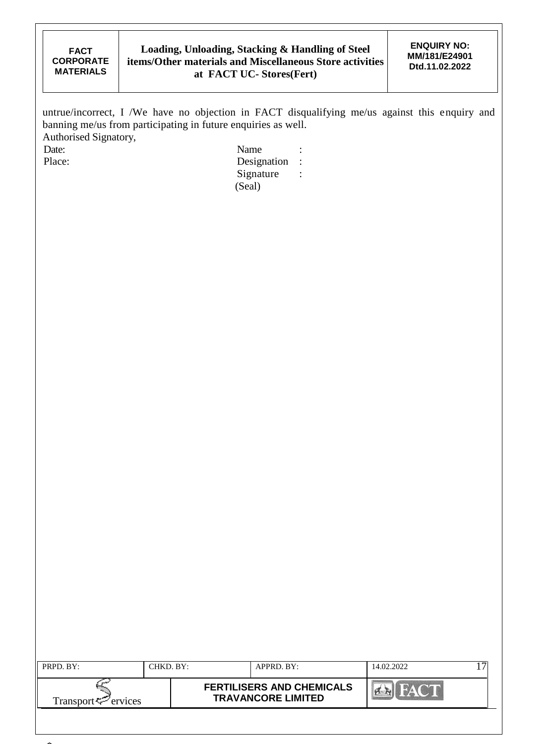untrue/incorrect, I /We have no objection in FACT disqualifying me/us against this enquiry and banning me/us from participating in future enquiries as well.

Authorised Signatory,

Date: Name :

Place: Designation :

Signature :

(Seal)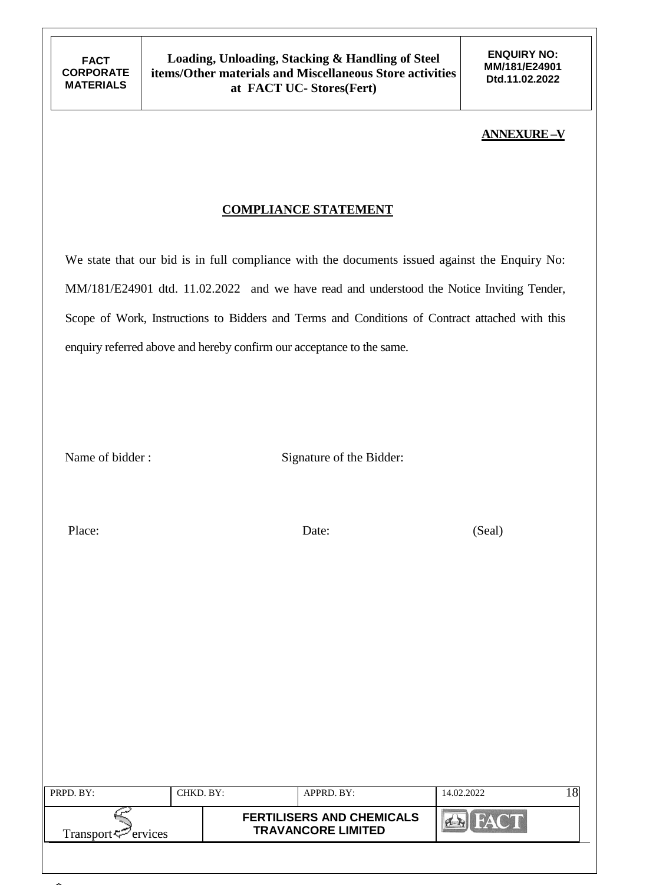**ANNEXURE –V**

## COMPLIANCE STATEMENT

We state that our bid is in full compliance with the documents issued against the Enquiry No: MM/181/E24901 dtd. 11.02.2022 and we have read and understood the Notice Inviting Tender, Scope of Work, Instructions to Bidders and Terms and Conditions of Contract attached with this enquiry referred above and hereby confirm our acceptance to the same.

Name of bidder : Signature of the Bidder:

Place: Date: (Seal)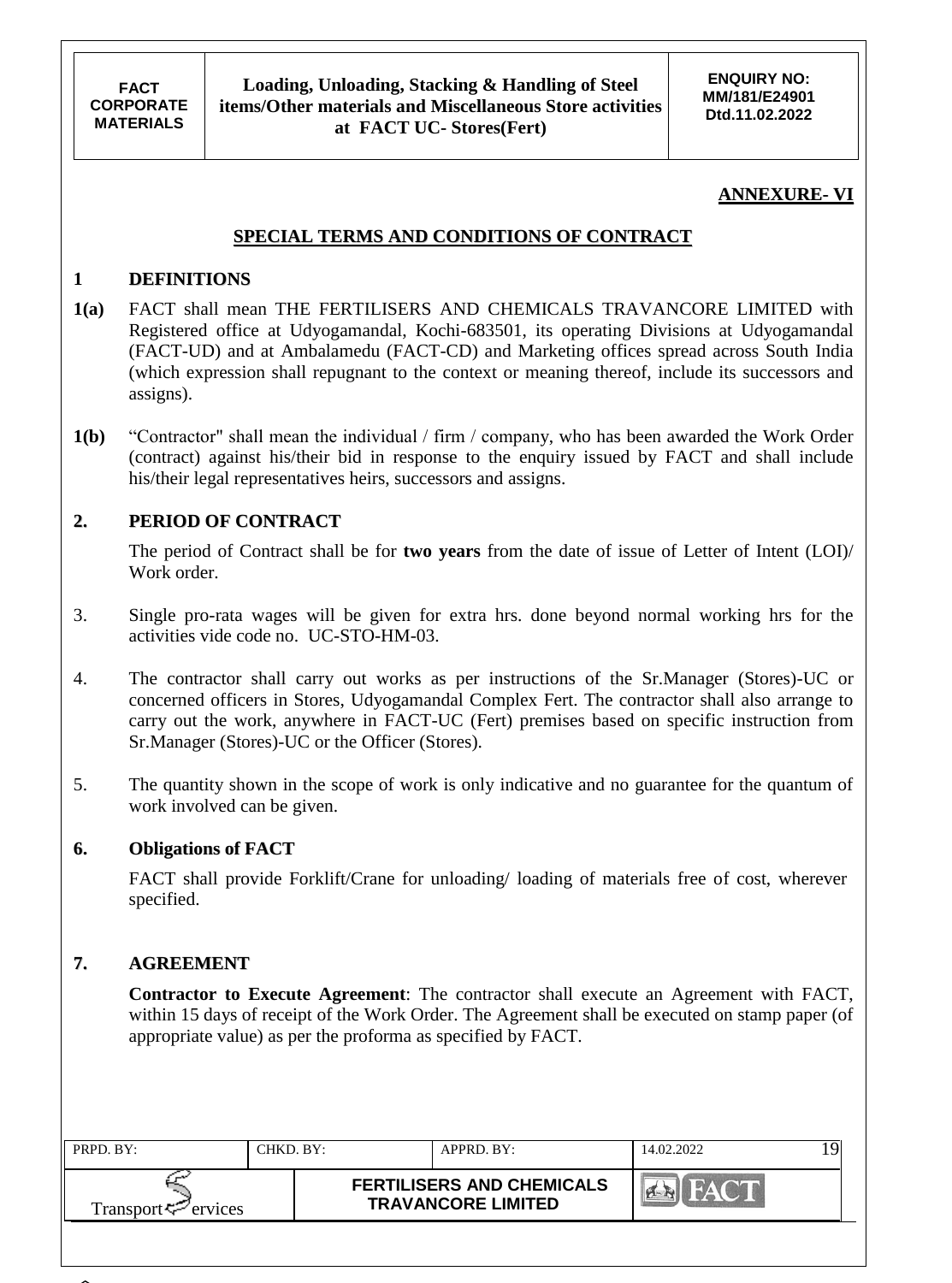**ANNEXURE- VI**

## SPECIAL TERMS AND CONDITIONS OF CONTRACT

### 1 DEFINITIONS

**1(a)** FACT shall mean THE FERTILISERS AND CHEMICALS TRAVANCORE LIMITED with Registered office at Udyogamandal, Kochi-683501, its operating Divisions at Udyogamandal (FACT-UD) and at Ambalamedu (FACT-CD) and Marketing offices spread across South India (which expression shall repugnant to the context or meaning thereof, include its successors and assigns).

**1(b)** "Contractor" shall mean the individual / firm / company, who has been awarded the Work Order (contract) against his/their bid in response to the enquiry issued by FACT and shall include his/their legal representatives heirs, successors and assigns.

### 2. PERIOD OF CONTRACT

The period of Contract shall be for **two years** from the date of issue of Letter of Intent (LOI)/ Work order.

3. Single pro-rata wages will be given for extra hrs. done beyond normal working hrs for the activities vide code no. UC-STO-HM-03.

4. The contractor shall carry out works as per instructions of the Sr.Manager (Stores)-UC or concerned officers in Stores, Udyogamandal Complex Fert. The contractor shall also arrange to carry out the work, anywhere in FACT-UC (Fert) premises based on specific instruction from Sr.Manager (Stores)-UC or the Officer (Stores).

5. The quantity shown in the scope of work is only indicative and no guarantee for the quantum of work involved can be given.

### 6. Obligations of FACT

FACT shall provide Forklift/Crane for unloading/ loading of materials free of cost, wherever specified.

### 7. AGREEMENT

**Contractor to Execute Agreement**: The contractor shall execute an Agreement with FACT, within 15 days of receipt of the Work Order. The Agreement shall be executed on stamp paper (of appropriate value) as per the proforma as specified by FACT.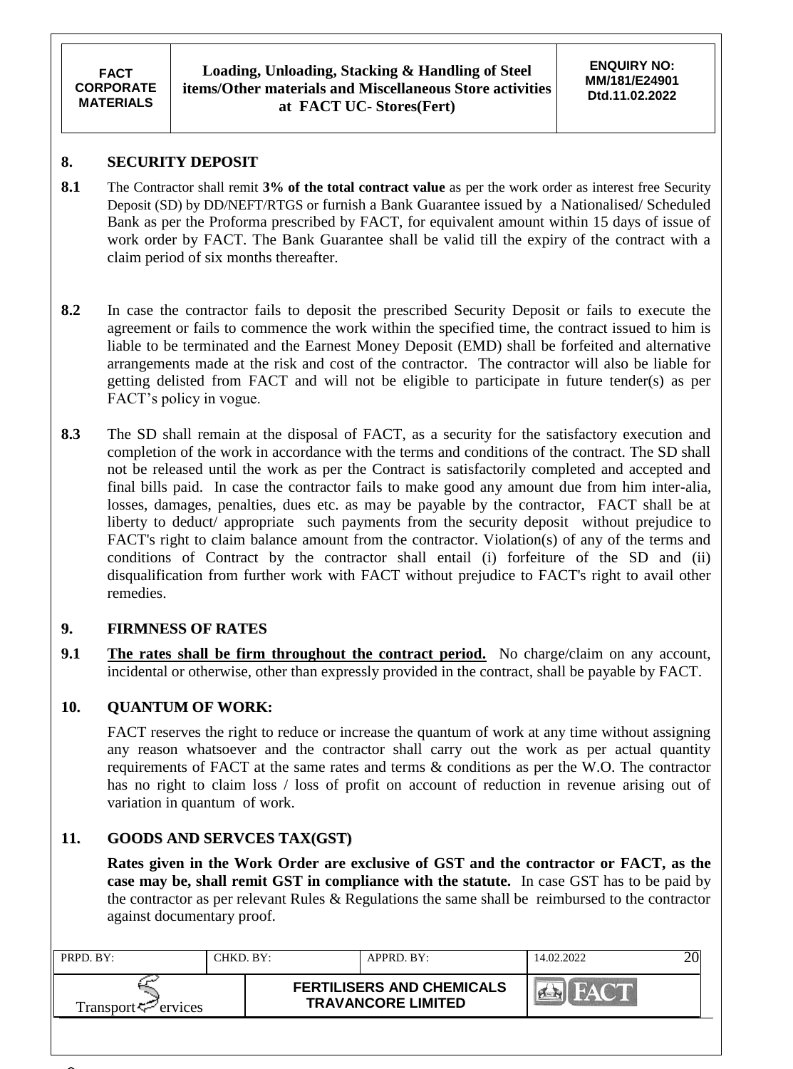## 8. SECURITY DEPOSIT

**8.1** The Contractor shall remit **3% of the total contract value** as per the work order as interest free Security Deposit (SD) by DD/NEFT/RTGS or furnish a Bank Guarantee issued by a Nationalised/ Scheduled Bank as per the Proforma prescribed by FACT, for equivalent amount within 15 days of issue of work order by FACT. The Bank Guarantee shall be valid till the expiry of the contract with a claim period of six months thereafter.

**8.2** In case the contractor fails to deposit the prescribed Security Deposit or fails to execute the agreement or fails to commence the work within the specified time, the contract issued to him is liable to be terminated and the Earnest Money Deposit (EMD) shall be forfeited and alternative arrangements made at the risk and cost of the contractor. The contractor will also be liable for getting delisted from FACT and will not be eligible to participate in future tender(s) as per FACT's policy in vogue.

**8.3** The SD shall remain at the disposal of FACT, as a security for the satisfactory execution and completion of the work in accordance with the terms and conditions of the contract. The SD shall not be released until the work as per the Contract is satisfactorily completed and accepted and final bills paid. In case the contractor fails to make good any amount due from him inter-alia, losses, damages, penalties, dues etc. as may be payable by the contractor, FACT shall be at liberty to deduct/ appropriate such payments from the security deposit without prejudice to FACT's right to claim balance amount from the contractor. Violation(s) of any of the terms and conditions of Contract by the contractor shall entail (i) forfeiture of the SD and (ii) disqualification from further work with FACT without prejudice to FACT's right to avail other remedies.

## 9. FIRMNESS OF RATES

**9.1** **The rates shall be firm throughout the contract period.** No charge/claim on any account, incidental or otherwise, other than expressly provided in the contract, shall be payable by FACT.

## 10. QUANTUM OF WORK:

FACT reserves the right to reduce or increase the quantum of work at any time without assigning any reason whatsoever and the contractor shall carry out the work as per actual quantity requirements of FACT at the same rates and terms & conditions as per the W.O. The contractor has no right to claim loss / loss of profit on account of reduction in revenue arising out of variation in quantum of work.

## 11. GOODS AND SERVCES TAX(GST)

**Rates given in the Work Order are exclusive of GST and the contractor or FACT, as the case may be, shall remit GST in compliance with the statute.** In case GST has to be paid by the contractor as per relevant Rules & Regulations the same shall be reimbursed to the contractor against documentary proof.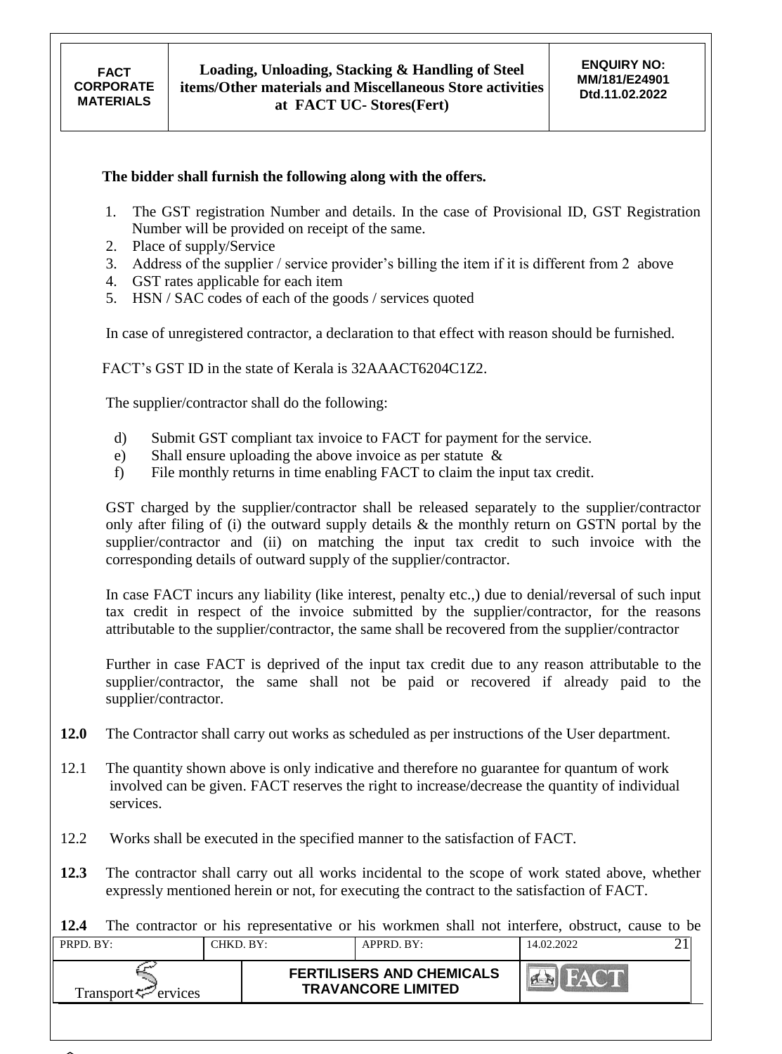**The bidder shall furnish the following along with the offers.**

1. The GST registration Number and details. In the case of Provisional ID, GST Registration Number will be provided on receipt of the same.
2. Place of supply/Service
3. Address of the supplier / service provider's billing the item if it is different from 2 above
4. GST rates applicable for each item
5. HSN / SAC codes of each of the goods / services quoted

In case of unregistered contractor, a declaration to that effect with reason should be furnished.

FACT's GST ID in the state of Kerala is 32AAACT6204C1Z2.

The supplier/contractor shall do the following:

d) Submit GST compliant tax invoice to FACT for payment for the service.
e) Shall ensure uploading the above invoice as per statute &
f) File monthly returns in time enabling FACT to claim the input tax credit.

GST charged by the supplier/contractor shall be released separately to the supplier/contractor only after filing of (i) the outward supply details & the monthly return on GSTN portal by the supplier/contractor and (ii) on matching the input tax credit to such invoice with the corresponding details of outward supply of the supplier/contractor.

In case FACT incurs any liability (like interest, penalty etc.,) due to denial/reversal of such input tax credit in respect of the invoice submitted by the supplier/contractor, for the reasons attributable to the supplier/contractor, the same shall be recovered from the supplier/contractor

Further in case FACT is deprived of the input tax credit due to any reason attributable to the supplier/contractor, the same shall not be paid or recovered if already paid to the supplier/contractor.

**12.0** The Contractor shall carry out works as scheduled as per instructions of the User department.

12.1 The quantity shown above is only indicative and therefore no guarantee for quantum of work involved can be given. FACT reserves the right to increase/decrease the quantity of individual services.

12.2 Works shall be executed in the specified manner to the satisfaction of FACT.

**12.3** The contractor shall carry out all works incidental to the scope of work stated above, whether expressly mentioned herein or not, for executing the contract to the satisfaction of FACT.

**12.4** The contractor or his representative or his workmen shall not interfere, obstruct, cause to be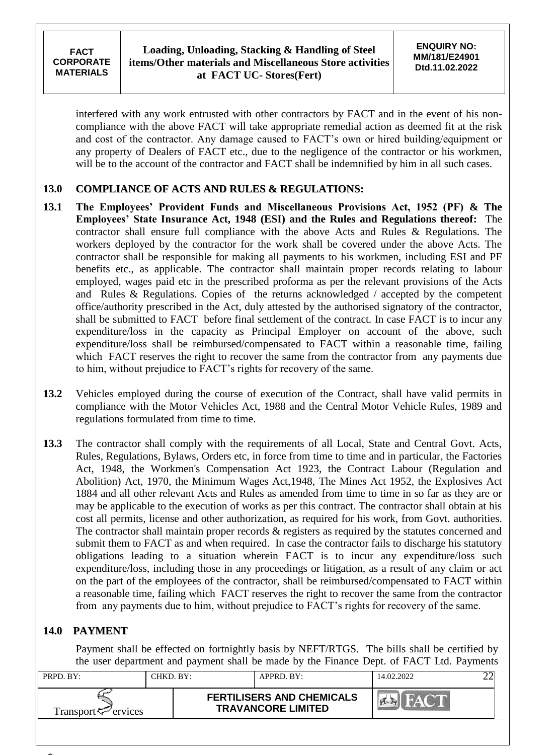interfered with any work entrusted with other contractors by FACT and in the event of his non-compliance with the above FACT will take appropriate remedial action as deemed fit at the risk and cost of the contractor. Any damage caused to FACT's own or hired building/equipment or any property of Dealers of FACT etc., due to the negligence of the contractor or his workmen, will be to the account of the contractor and FACT shall be indemnified by him in all such cases.

## 13.0 COMPLIANCE OF ACTS AND RULES & REGULATIONS:

**13.1** **The Employees' Provident Funds and Miscellaneous Provisions Act, 1952 (PF) & The Employees' State Insurance Act, 1948 (ESI) and the Rules and Regulations thereof:** The contractor shall ensure full compliance with the above Acts and Rules & Regulations. The workers deployed by the contractor for the work shall be covered under the above Acts. The contractor shall be responsible for making all payments to his workmen, including ESI and PF benefits etc., as applicable. The contractor shall maintain proper records relating to labour employed, wages paid etc in the prescribed proforma as per the relevant provisions of the Acts and Rules & Regulations. Copies of the returns acknowledged / accepted by the competent office/authority prescribed in the Act, duly attested by the authorised signatory of the contractor, shall be submitted to FACT before final settlement of the contract. In case FACT is to incur any expenditure/loss in the capacity as Principal Employer on account of the above, such expenditure/loss shall be reimbursed/compensated to FACT within a reasonable time, failing which FACT reserves the right to recover the same from the contractor from any payments due to him, without prejudice to FACT's rights for recovery of the same.

**13.2** Vehicles employed during the course of execution of the Contract, shall have valid permits in compliance with the Motor Vehicles Act, 1988 and the Central Motor Vehicle Rules, 1989 and regulations formulated from time to time.

**13.3** The contractor shall comply with the requirements of all Local, State and Central Govt. Acts, Rules, Regulations, Bylaws, Orders etc, in force from time to time and in particular, the Factories Act, 1948, the Workmen's Compensation Act 1923, the Contract Labour (Regulation and Abolition) Act, 1970, the Minimum Wages Act,1948, The Mines Act 1952, the Explosives Act 1884 and all other relevant Acts and Rules as amended from time to time in so far as they are or may be applicable to the execution of works as per this contract. The contractor shall obtain at his cost all permits, license and other authorization, as required for his work, from Govt. authorities. The contractor shall maintain proper records & registers as required by the statutes concerned and submit them to FACT as and when required. In case the contractor fails to discharge his statutory obligations leading to a situation wherein FACT is to incur any expenditure/loss such expenditure/loss, including those in any proceedings or litigation, as a result of any claim or act on the part of the employees of the contractor, shall be reimbursed/compensated to FACT within a reasonable time, failing which FACT reserves the right to recover the same from the contractor from any payments due to him, without prejudice to FACT's rights for recovery of the same.

## 14.0 PAYMENT

Payment shall be effected on fortnightly basis by NEFT/RTGS. The bills shall be certified by the user department and payment shall be made by the Finance Dept. of FACT Ltd. Payments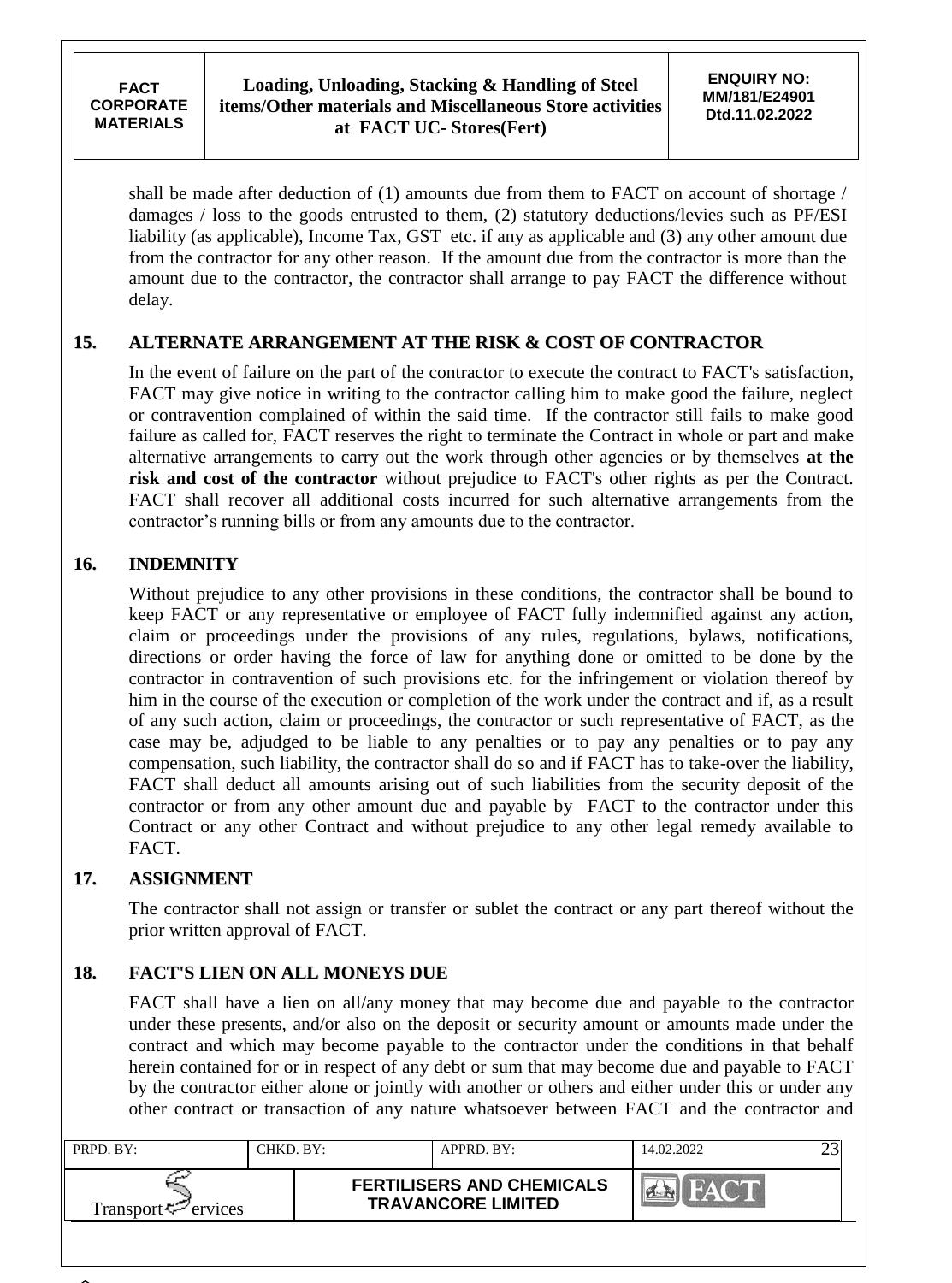shall be made after deduction of (1) amounts due from them to FACT on account of shortage / damages / loss to the goods entrusted to them, (2) statutory deductions/levies such as PF/ESI liability (as applicable), Income Tax, GST etc. if any as applicable and (3) any other amount due from the contractor for any other reason. If the amount due from the contractor is more than the amount due to the contractor, the contractor shall arrange to pay FACT the difference without delay.

## 15. ALTERNATE ARRANGEMENT AT THE RISK & COST OF CONTRACTOR

In the event of failure on the part of the contractor to execute the contract to FACT's satisfaction, FACT may give notice in writing to the contractor calling him to make good the failure, neglect or contravention complained of within the said time. If the contractor still fails to make good failure as called for, FACT reserves the right to terminate the Contract in whole or part and make alternative arrangements to carry out the work through other agencies or by themselves **at the risk and cost of the contractor** without prejudice to FACT's other rights as per the Contract. FACT shall recover all additional costs incurred for such alternative arrangements from the contractor's running bills or from any amounts due to the contractor.

## 16. INDEMNITY

Without prejudice to any other provisions in these conditions, the contractor shall be bound to keep FACT or any representative or employee of FACT fully indemnified against any action, claim or proceedings under the provisions of any rules, regulations, bylaws, notifications, directions or order having the force of law for anything done or omitted to be done by the contractor in contravention of such provisions etc. for the infringement or violation thereof by him in the course of the execution or completion of the work under the contract and if, as a result of any such action, claim or proceedings, the contractor or such representative of FACT, as the case may be, adjudged to be liable to any penalties or to pay any penalties or to pay any compensation, such liability, the contractor shall do so and if FACT has to take-over the liability, FACT shall deduct all amounts arising out of such liabilities from the security deposit of the contractor or from any other amount due and payable by FACT to the contractor under this Contract or any other Contract and without prejudice to any other legal remedy available to FACT.

## 17. ASSIGNMENT

The contractor shall not assign or transfer or sublet the contract or any part thereof without the prior written approval of FACT.

## 18. FACT'S LIEN ON ALL MONEYS DUE

FACT shall have a lien on all/any money that may become due and payable to the contractor under these presents, and/or also on the deposit or security amount or amounts made under the contract and which may become payable to the contractor under the conditions in that behalf herein contained for or in respect of any debt or sum that may become due and payable to FACT by the contractor either alone or jointly with another or others and either under this or under any other contract or transaction of any nature whatsoever between FACT and the contractor and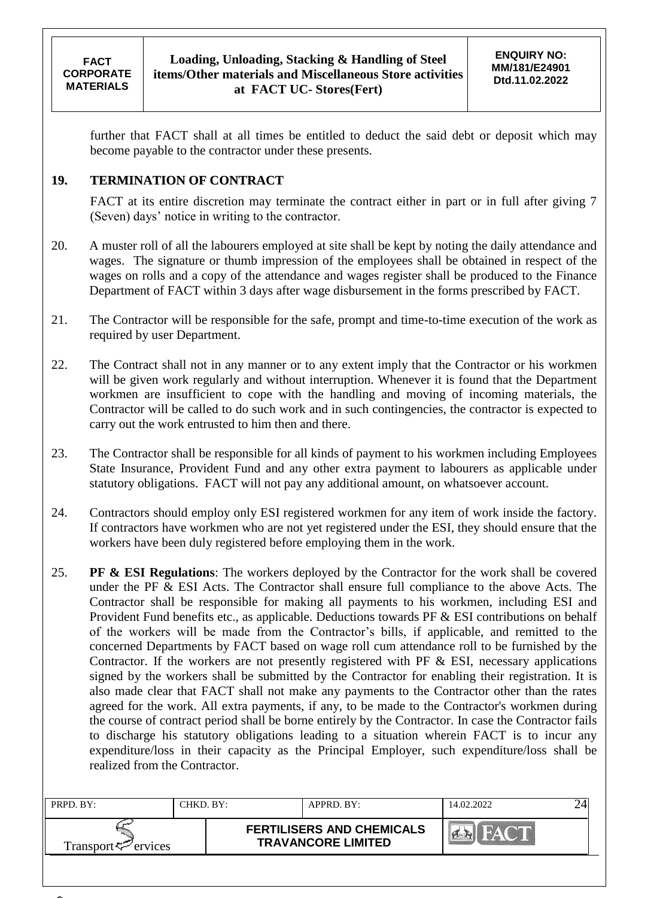further that FACT shall at all times be entitled to deduct the said debt or deposit which may become payable to the contractor under these presents.

## 19. TERMINATION OF CONTRACT

FACT at its entire discretion may terminate the contract either in part or in full after giving 7 (Seven) days' notice in writing to the contractor.

20. A muster roll of all the labourers employed at site shall be kept by noting the daily attendance and wages. The signature or thumb impression of the employees shall be obtained in respect of the wages on rolls and a copy of the attendance and wages register shall be produced to the Finance Department of FACT within 3 days after wage disbursement in the forms prescribed by FACT.

21. The Contractor will be responsible for the safe, prompt and time-to-time execution of the work as required by user Department.

22. The Contract shall not in any manner or to any extent imply that the Contractor or his workmen will be given work regularly and without interruption. Whenever it is found that the Department workmen are insufficient to cope with the handling and moving of incoming materials, the Contractor will be called to do such work and in such contingencies, the contractor is expected to carry out the work entrusted to him then and there.

23. The Contractor shall be responsible for all kinds of payment to his workmen including Employees State Insurance, Provident Fund and any other extra payment to labourers as applicable under statutory obligations. FACT will not pay any additional amount, on whatsoever account.

24. Contractors should employ only ESI registered workmen for any item of work inside the factory. If contractors have workmen who are not yet registered under the ESI, they should ensure that the workers have been duly registered before employing them in the work.

25. **PF & ESI Regulations**: The workers deployed by the Contractor for the work shall be covered under the PF & ESI Acts. The Contractor shall ensure full compliance to the above Acts. The Contractor shall be responsible for making all payments to his workmen, including ESI and Provident Fund benefits etc., as applicable. Deductions towards PF & ESI contributions on behalf of the workers will be made from the Contractor's bills, if applicable, and remitted to the concerned Departments by FACT based on wage roll cum attendance roll to be furnished by the Contractor. If the workers are not presently registered with PF & ESI, necessary applications signed by the workers shall be submitted by the Contractor for enabling their registration. It is also made clear that FACT shall not make any payments to the Contractor other than the rates agreed for the work. All extra payments, if any, to be made to the Contractor's workmen during the course of contract period shall be borne entirely by the Contractor. In case the Contractor fails to discharge his statutory obligations leading to a situation wherein FACT is to incur any expenditure/loss in their capacity as the Principal Employer, such expenditure/loss shall be realized from the Contractor.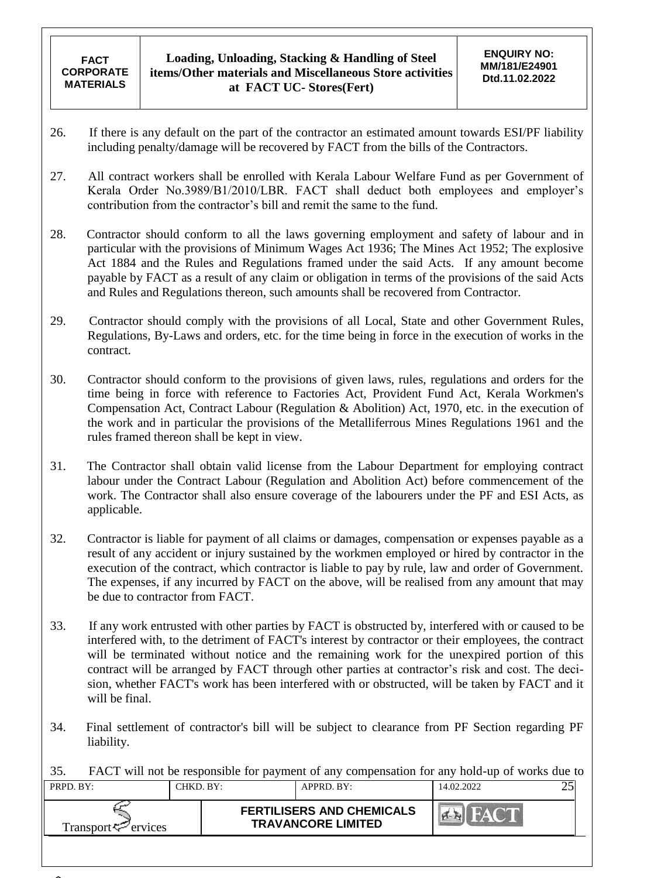26. If there is any default on the part of the contractor an estimated amount towards ESI/PF liability including penalty/damage will be recovered by FACT from the bills of the Contractors.

27. All contract workers shall be enrolled with Kerala Labour Welfare Fund as per Government of Kerala Order No.3989/B1/2010/LBR. FACT shall deduct both employees and employer's contribution from the contractor's bill and remit the same to the fund.

28. Contractor should conform to all the laws governing employment and safety of labour and in particular with the provisions of Minimum Wages Act 1936; The Mines Act 1952; The explosive Act 1884 and the Rules and Regulations framed under the said Acts. If any amount become payable by FACT as a result of any claim or obligation in terms of the provisions of the said Acts and Rules and Regulations thereon, such amounts shall be recovered from Contractor.

29. Contractor should comply with the provisions of all Local, State and other Government Rules, Regulations, By-Laws and orders, etc. for the time being in force in the execution of works in the contract.

30. Contractor should conform to the provisions of given laws, rules, regulations and orders for the time being in force with reference to Factories Act, Provident Fund Act, Kerala Workmen's Compensation Act, Contract Labour (Regulation & Abolition) Act, 1970, etc. in the execution of the work and in particular the provisions of the Metalliferrous Mines Regulations 1961 and the rules framed thereon shall be kept in view.

31. The Contractor shall obtain valid license from the Labour Department for employing contract labour under the Contract Labour (Regulation and Abolition Act) before commencement of the work. The Contractor shall also ensure coverage of the labourers under the PF and ESI Acts, as applicable.

32. Contractor is liable for payment of all claims or damages, compensation or expenses payable as a result of any accident or injury sustained by the workmen employed or hired by contractor in the execution of the contract, which contractor is liable to pay by rule, law and order of Government. The expenses, if any incurred by FACT on the above, will be realised from any amount that may be due to contractor from FACT.

33. If any work entrusted with other parties by FACT is obstructed by, interfered with or caused to be interfered with, to the detriment of FACT's interest by contractor or their employees, the contract will be terminated without notice and the remaining work for the unexpired portion of this contract will be arranged by FACT through other parties at contractor's risk and cost. The decision, whether FACT's work has been interfered with or obstructed, will be taken by FACT and it will be final.

34. Final settlement of contractor's bill will be subject to clearance from PF Section regarding PF liability.

35. FACT will not be responsible for payment of any compensation for any hold-up of works due to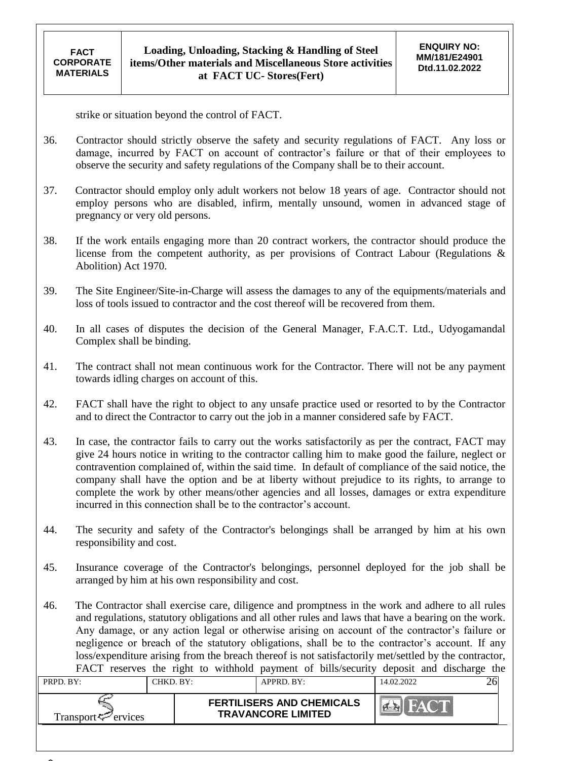strike or situation beyond the control of FACT.

36. Contractor should strictly observe the safety and security regulations of FACT. Any loss or damage, incurred by FACT on account of contractor's failure or that of their employees to observe the security and safety regulations of the Company shall be to their account.

37. Contractor should employ only adult workers not below 18 years of age. Contractor should not employ persons who are disabled, infirm, mentally unsound, women in advanced stage of pregnancy or very old persons.

38. If the work entails engaging more than 20 contract workers, the contractor should produce the license from the competent authority, as per provisions of Contract Labour (Regulations & Abolition) Act 1970.

39. The Site Engineer/Site-in-Charge will assess the damages to any of the equipments/materials and loss of tools issued to contractor and the cost thereof will be recovered from them.

40. In all cases of disputes the decision of the General Manager, F.A.C.T. Ltd., Udyogamandal Complex shall be binding.

41. The contract shall not mean continuous work for the Contractor. There will not be any payment towards idling charges on account of this.

42. FACT shall have the right to object to any unsafe practice used or resorted to by the Contractor and to direct the Contractor to carry out the job in a manner considered safe by FACT.

43. In case, the contractor fails to carry out the works satisfactorily as per the contract, FACT may give 24 hours notice in writing to the contractor calling him to make good the failure, neglect or contravention complained of, within the said time. In default of compliance of the said notice, the company shall have the option and be at liberty without prejudice to its rights, to arrange to complete the work by other means/other agencies and all losses, damages or extra expenditure incurred in this connection shall be to the contractor's account.

44. The security and safety of the Contractor's belongings shall be arranged by him at his own responsibility and cost.

45. Insurance coverage of the Contractor's belongings, personnel deployed for the job shall be arranged by him at his own responsibility and cost.

46. The Contractor shall exercise care, diligence and promptness in the work and adhere to all rules and regulations, statutory obligations and all other rules and laws that have a bearing on the work. Any damage, or any action legal or otherwise arising on account of the contractor's failure or negligence or breach of the statutory obligations, shall be to the contractor's account. If any loss/expenditure arising from the breach thereof is not satisfactorily met/settled by the contractor, FACT reserves the right to withhold payment of bills/security deposit and discharge the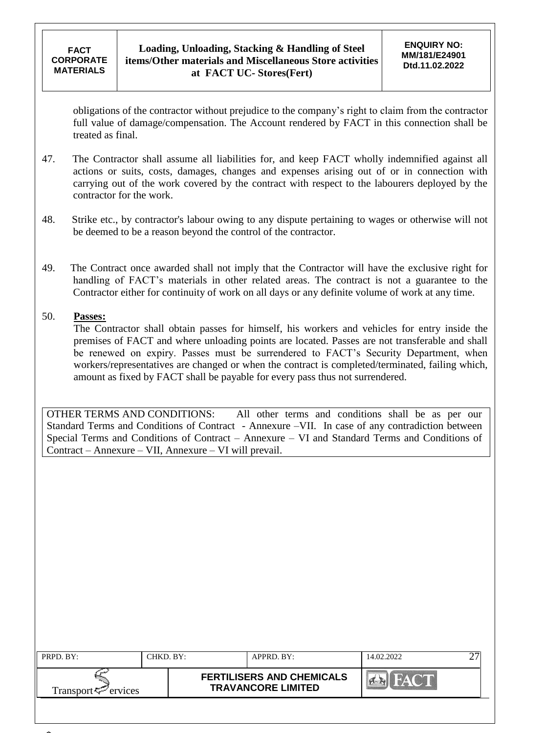obligations of the contractor without prejudice to the company's right to claim from the contractor full value of damage/compensation. The Account rendered by FACT in this connection shall be treated as final.

47. The Contractor shall assume all liabilities for, and keep FACT wholly indemnified against all actions or suits, costs, damages, changes and expenses arising out of or in connection with carrying out of the work covered by the contract with respect to the labourers deployed by the contractor for the work.

48. Strike etc., by contractor's labour owing to any dispute pertaining to wages or otherwise will not be deemed to be a reason beyond the control of the contractor.

49. The Contract once awarded shall not imply that the Contractor will have the exclusive right for handling of FACT's materials in other related areas. The contract is not a guarantee to the Contractor either for continuity of work on all days or any definite volume of work at any time.

50. **Passes:**
The Contractor shall obtain passes for himself, his workers and vehicles for entry inside the premises of FACT and where unloading points are located. Passes are not transferable and shall be renewed on expiry. Passes must be surrendered to FACT's Security Department, when workers/representatives are changed or when the contract is completed/terminated, failing which, amount as fixed by FACT shall be payable for every pass thus not surrendered.

OTHER TERMS AND CONDITIONS: All other terms and conditions shall be as per our Standard Terms and Conditions of Contract - Annexure –VII. In case of any contradiction between Special Terms and Conditions of Contract – Annexure – VI and Standard Terms and Conditions of Contract – Annexure – VII, Annexure – VI will prevail.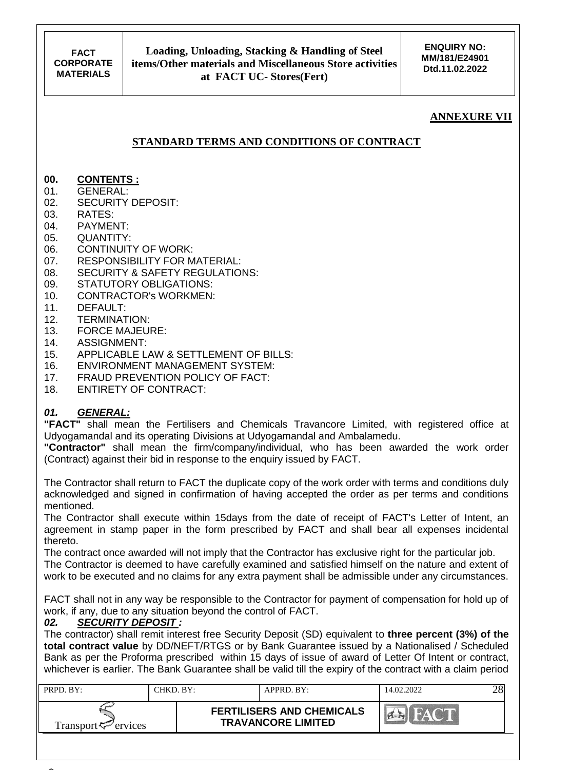## ANNEXURE VII

## STANDARD TERMS AND CONDITIONS OF CONTRACT

**00. CONTENTS :**

01. GENERAL:
02. SECURITY DEPOSIT:
03. RATES:
04. PAYMENT:
05. QUANTITY:
06. CONTINUITY OF WORK:
07. RESPONSIBILITY FOR MATERIAL:
08. SECURITY & SAFETY REGULATIONS:
09. STATUTORY OBLIGATIONS:
10. CONTRACTOR's WORKMEN:
11. DEFAULT:
12. TERMINATION:
13. FORCE MAJEURE:
14. ASSIGNMENT:
15. APPLICABLE LAW & SETTLEMENT OF BILLS:
16. ENVIRONMENT MANAGEMENT SYSTEM:
17. FRAUD PREVENTION POLICY OF FACT:
18. ENTIRETY OF CONTRACT:

### *01. GENERAL:*

**"FACT"** shall mean the Fertilisers and Chemicals Travancore Limited, with registered office at Udyogamandal and its operating Divisions at Udyogamandal and Ambalamedu.

**"Contractor"** shall mean the firm/company/individual, who has been awarded the work order (Contract) against their bid in response to the enquiry issued by FACT.

The Contractor shall return to FACT the duplicate copy of the work order with terms and conditions duly acknowledged and signed in confirmation of having accepted the order as per terms and conditions mentioned.

The Contractor shall execute within 15days from the date of receipt of FACT's Letter of Intent, an agreement in stamp paper in the form prescribed by FACT and shall bear all expenses incidental thereto.

The contract once awarded will not imply that the Contractor has exclusive right for the particular job.

The Contractor is deemed to have carefully examined and satisfied himself on the nature and extent of work to be executed and no claims for any extra payment shall be admissible under any circumstances.

FACT shall not in any way be responsible to the Contractor for payment of compensation for hold up of work, if any, due to any situation beyond the control of FACT.

### *02. SECURITY DEPOSIT :*

The contractor) shall remit interest free Security Deposit (SD) equivalent to **three percent (3%) of the total contract value** by DD/NEFT/RTGS or by Bank Guarantee issued by a Nationalised / Scheduled Bank as per the Proforma prescribed within 15 days of issue of award of Letter Of Intent or contract, whichever is earlier. The Bank Guarantee shall be valid till the expiry of the contract with a claim period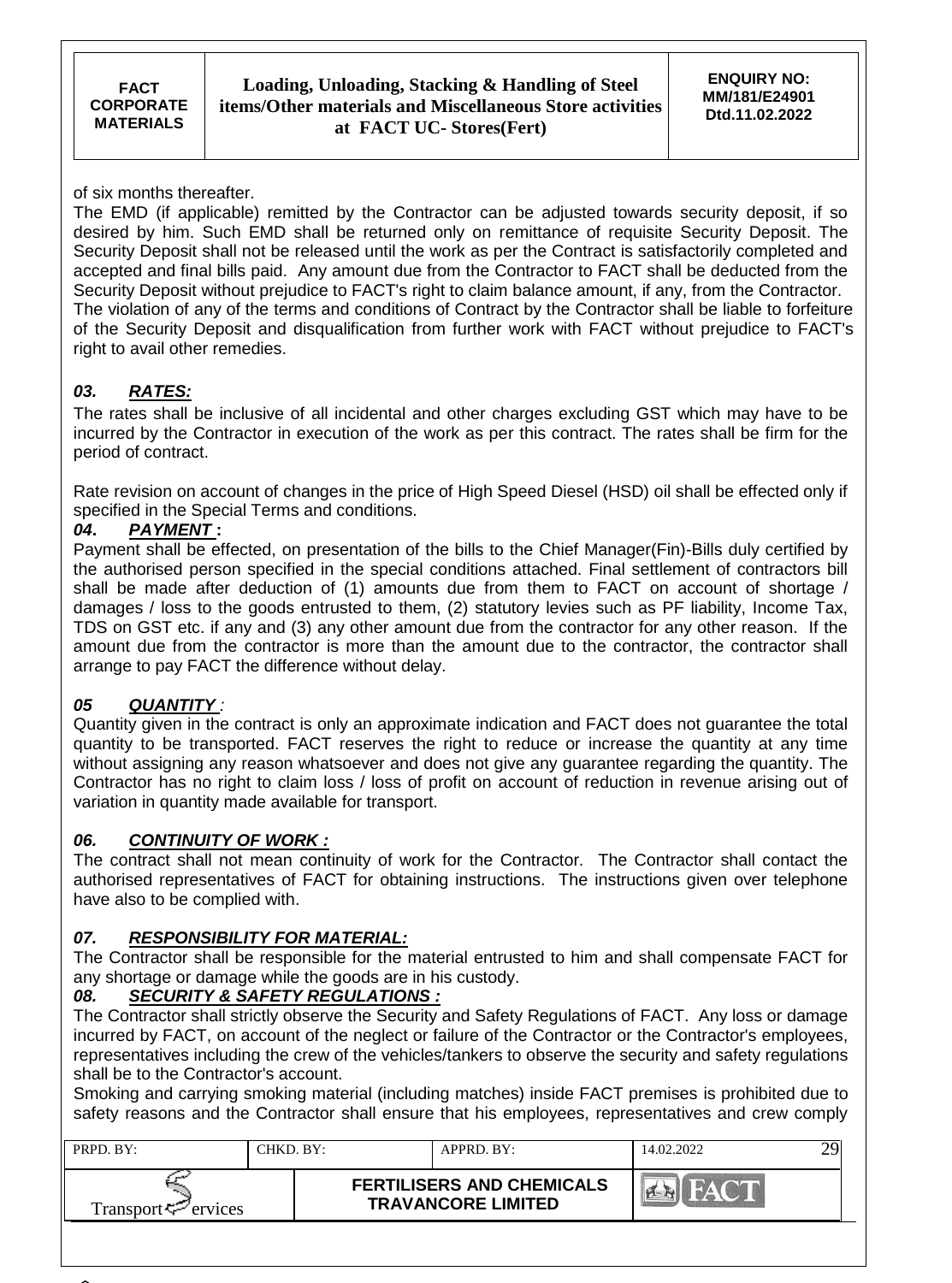of six months thereafter.

The EMD (if applicable) remitted by the Contractor can be adjusted towards security deposit, if so desired by him. Such EMD shall be returned only on remittance of requisite Security Deposit. The Security Deposit shall not be released until the work as per the Contract is satisfactorily completed and accepted and final bills paid. Any amount due from the Contractor to FACT shall be deducted from the Security Deposit without prejudice to FACT's right to claim balance amount, if any, from the Contractor. The violation of any of the terms and conditions of Contract by the Contractor shall be liable to forfeiture of the Security Deposit and disqualification from further work with FACT without prejudice to FACT's right to avail other remedies.

### ***03. RATES:***

The rates shall be inclusive of all incidental and other charges excluding GST which may have to be incurred by the Contractor in execution of the work as per this contract. The rates shall be firm for the period of contract.

Rate revision on account of changes in the price of High Speed Diesel (HSD) oil shall be effected only if specified in the Special Terms and conditions.

### ***04. PAYMENT :***

Payment shall be effected, on presentation of the bills to the Chief Manager(Fin)-Bills duly certified by the authorised person specified in the special conditions attached. Final settlement of contractors bill shall be made after deduction of (1) amounts due from them to FACT on account of shortage / damages / loss to the goods entrusted to them, (2) statutory levies such as PF liability, Income Tax, TDS on GST etc. if any and (3) any other amount due from the contractor for any other reason. If the amount due from the contractor is more than the amount due to the contractor, the contractor shall arrange to pay FACT the difference without delay.

### ***05 QUANTITY :***

Quantity given in the contract is only an approximate indication and FACT does not guarantee the total quantity to be transported. FACT reserves the right to reduce or increase the quantity at any time without assigning any reason whatsoever and does not give any guarantee regarding the quantity. The Contractor has no right to claim loss / loss of profit on account of reduction in revenue arising out of variation in quantity made available for transport.

### ***06. CONTINUITY OF WORK :***

The contract shall not mean continuity of work for the Contractor. The Contractor shall contact the authorised representatives of FACT for obtaining instructions. The instructions given over telephone have also to be complied with.

### ***07. RESPONSIBILITY FOR MATERIAL:***

The Contractor shall be responsible for the material entrusted to him and shall compensate FACT for any shortage or damage while the goods are in his custody.

### ***08. SECURITY & SAFETY REGULATIONS :***

The Contractor shall strictly observe the Security and Safety Regulations of FACT. Any loss or damage incurred by FACT, on account of the neglect or failure of the Contractor or the Contractor's employees, representatives including the crew of the vehicles/tankers to observe the security and safety regulations shall be to the Contractor's account.

Smoking and carrying smoking material (including matches) inside FACT premises is prohibited due to safety reasons and the Contractor shall ensure that his employees, representatives and crew comply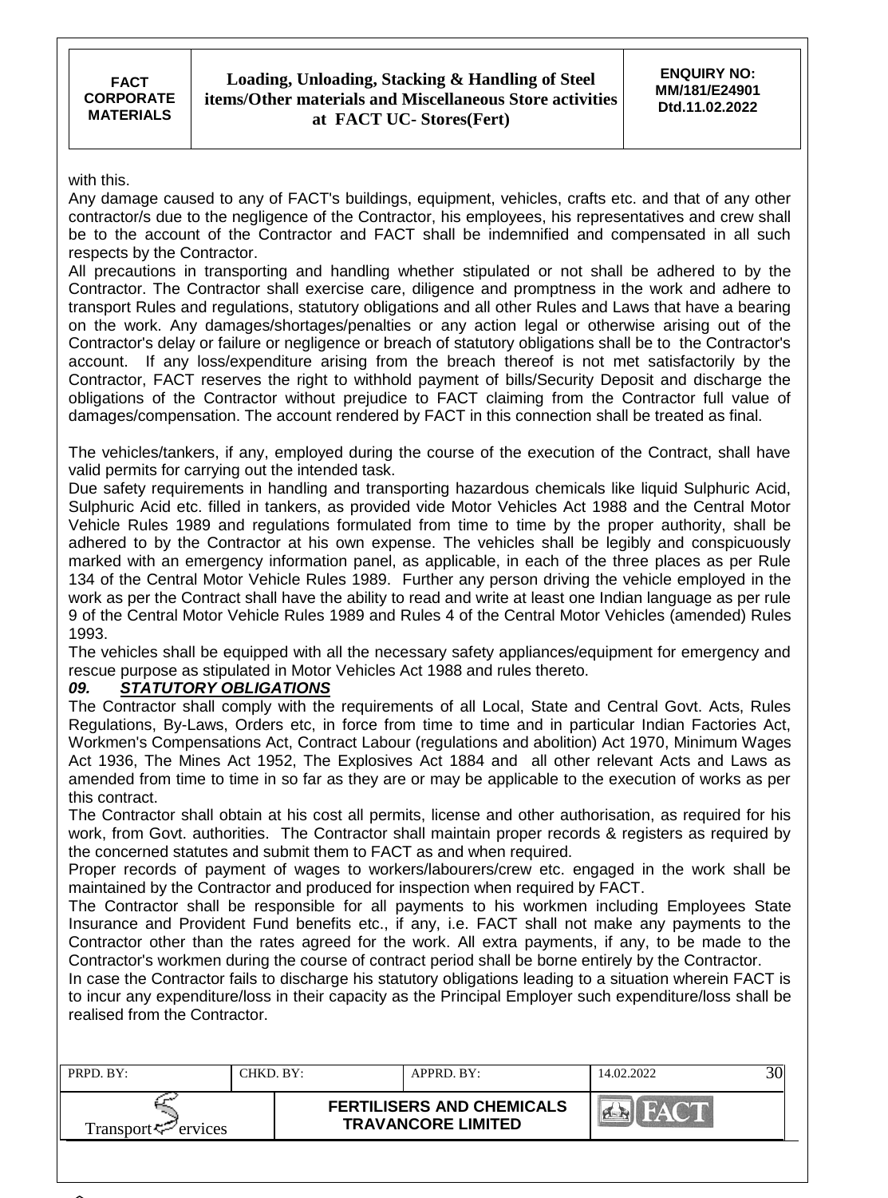with this.

Any damage caused to any of FACT's buildings, equipment, vehicles, crafts etc. and that of any other contractor/s due to the negligence of the Contractor, his employees, his representatives and crew shall be to the account of the Contractor and FACT shall be indemnified and compensated in all such respects by the Contractor.

All precautions in transporting and handling whether stipulated or not shall be adhered to by the Contractor. The Contractor shall exercise care, diligence and promptness in the work and adhere to transport Rules and regulations, statutory obligations and all other Rules and Laws that have a bearing on the work. Any damages/shortages/penalties or any action legal or otherwise arising out of the Contractor's delay or failure or negligence or breach of statutory obligations shall be to the Contractor's account. If any loss/expenditure arising from the breach thereof is not met satisfactorily by the Contractor, FACT reserves the right to withhold payment of bills/Security Deposit and discharge the obligations of the Contractor without prejudice to FACT claiming from the Contractor full value of damages/compensation. The account rendered by FACT in this connection shall be treated as final.

The vehicles/tankers, if any, employed during the course of the execution of the Contract, shall have valid permits for carrying out the intended task.

Due safety requirements in handling and transporting hazardous chemicals like liquid Sulphuric Acid, Sulphuric Acid etc. filled in tankers, as provided vide Motor Vehicles Act 1988 and the Central Motor Vehicle Rules 1989 and regulations formulated from time to time by the proper authority, shall be adhered to by the Contractor at his own expense. The vehicles shall be legibly and conspicuously marked with an emergency information panel, as applicable, in each of the three places as per Rule 134 of the Central Motor Vehicle Rules 1989. Further any person driving the vehicle employed in the work as per the Contract shall have the ability to read and write at least one Indian language as per rule 9 of the Central Motor Vehicle Rules 1989 and Rules 4 of the Central Motor Vehicles (amended) Rules 1993.

The vehicles shall be equipped with all the necessary safety appliances/equipment for emergency and rescue purpose as stipulated in Motor Vehicles Act 1988 and rules thereto.

### ***09. STATUTORY OBLIGATIONS***

The Contractor shall comply with the requirements of all Local, State and Central Govt. Acts, Rules Regulations, By-Laws, Orders etc, in force from time to time and in particular Indian Factories Act, Workmen's Compensations Act, Contract Labour (regulations and abolition) Act 1970, Minimum Wages Act 1936, The Mines Act 1952, The Explosives Act 1884 and all other relevant Acts and Laws as amended from time to time in so far as they are or may be applicable to the execution of works as per this contract.

The Contractor shall obtain at his cost all permits, license and other authorisation, as required for his work, from Govt. authorities. The Contractor shall maintain proper records & registers as required by the concerned statutes and submit them to FACT as and when required.

Proper records of payment of wages to workers/labourers/crew etc. engaged in the work shall be maintained by the Contractor and produced for inspection when required by FACT.

The Contractor shall be responsible for all payments to his workmen including Employees State Insurance and Provident Fund benefits etc., if any, i.e. FACT shall not make any payments to the Contractor other than the rates agreed for the work. All extra payments, if any, to be made to the Contractor's workmen during the course of contract period shall be borne entirely by the Contractor.

In case the Contractor fails to discharge his statutory obligations leading to a situation wherein FACT is to incur any expenditure/loss in their capacity as the Principal Employer such expenditure/loss shall be realised from the Contractor.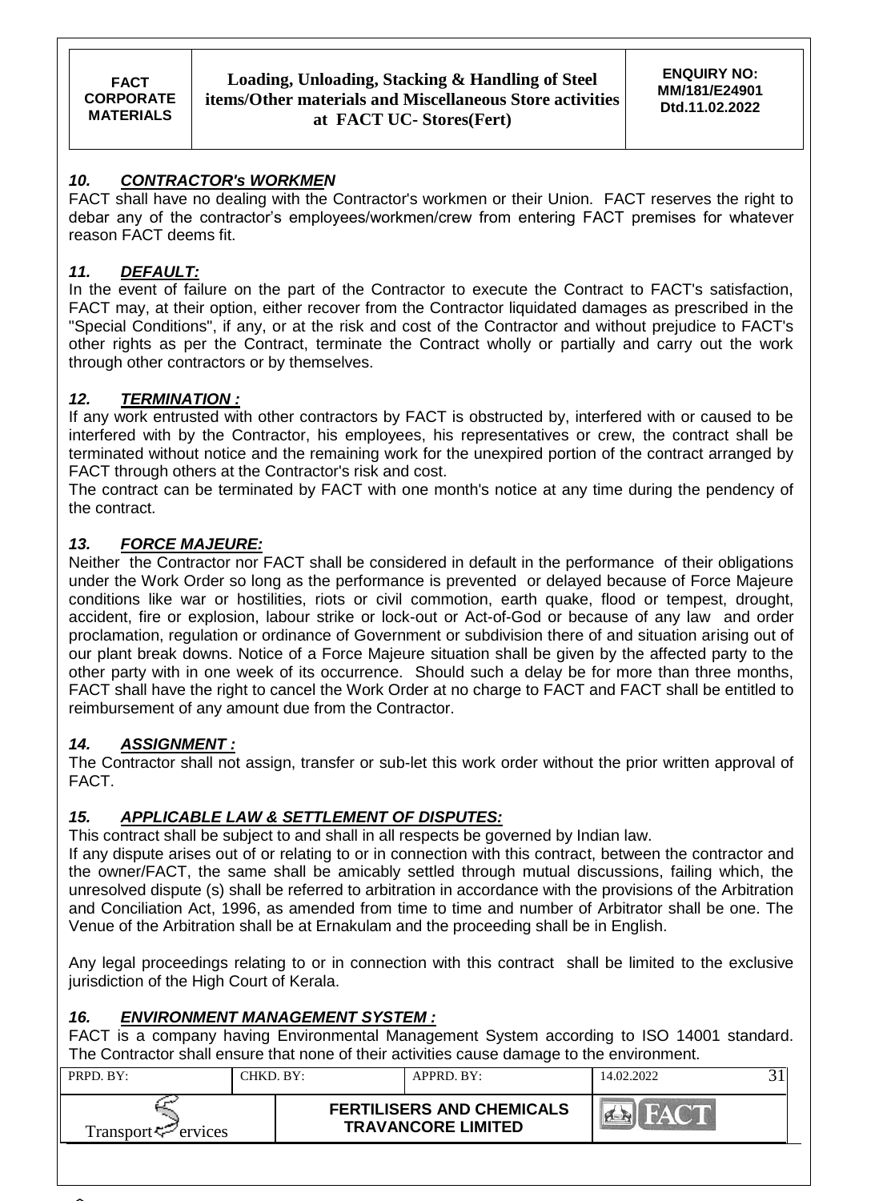## *10. CONTRACTOR's WORKMEN*

FACT shall have no dealing with the Contractor's workmen or their Union. FACT reserves the right to debar any of the contractor's employees/workmen/crew from entering FACT premises for whatever reason FACT deems fit.

## *11. DEFAULT:*

In the event of failure on the part of the Contractor to execute the Contract to FACT's satisfaction, FACT may, at their option, either recover from the Contractor liquidated damages as prescribed in the "Special Conditions", if any, or at the risk and cost of the Contractor and without prejudice to FACT's other rights as per the Contract, terminate the Contract wholly or partially and carry out the work through other contractors or by themselves.

## *12. TERMINATION :*

If any work entrusted with other contractors by FACT is obstructed by, interfered with or caused to be interfered with by the Contractor, his employees, his representatives or crew, the contract shall be terminated without notice and the remaining work for the unexpired portion of the contract arranged by FACT through others at the Contractor's risk and cost.

The contract can be terminated by FACT with one month's notice at any time during the pendency of the contract.

## *13. FORCE MAJEURE:*

Neither the Contractor nor FACT shall be considered in default in the performance of their obligations under the Work Order so long as the performance is prevented or delayed because of Force Majeure conditions like war or hostilities, riots or civil commotion, earth quake, flood or tempest, drought, accident, fire or explosion, labour strike or lock-out or Act-of-God or because of any law and order proclamation, regulation or ordinance of Government or subdivision there of and situation arising out of our plant break downs. Notice of a Force Majeure situation shall be given by the affected party to the other party with in one week of its occurrence. Should such a delay be for more than three months, FACT shall have the right to cancel the Work Order at no charge to FACT and FACT shall be entitled to reimbursement of any amount due from the Contractor.

## *14. ASSIGNMENT :*

The Contractor shall not assign, transfer or sub-let this work order without the prior written approval of FACT.

## *15. APPLICABLE LAW & SETTLEMENT OF DISPUTES:*

This contract shall be subject to and shall in all respects be governed by Indian law.

If any dispute arises out of or relating to or in connection with this contract, between the contractor and the owner/FACT, the same shall be amicably settled through mutual discussions, failing which, the unresolved dispute (s) shall be referred to arbitration in accordance with the provisions of the Arbitration and Conciliation Act, 1996, as amended from time to time and number of Arbitrator shall be one. The Venue of the Arbitration shall be at Ernakulam and the proceeding shall be in English.

Any legal proceedings relating to or in connection with this contract shall be limited to the exclusive jurisdiction of the High Court of Kerala.

## *16. ENVIRONMENT MANAGEMENT SYSTEM :*

FACT is a company having Environmental Management System according to ISO 14001 standard. The Contractor shall ensure that none of their activities cause damage to the environment.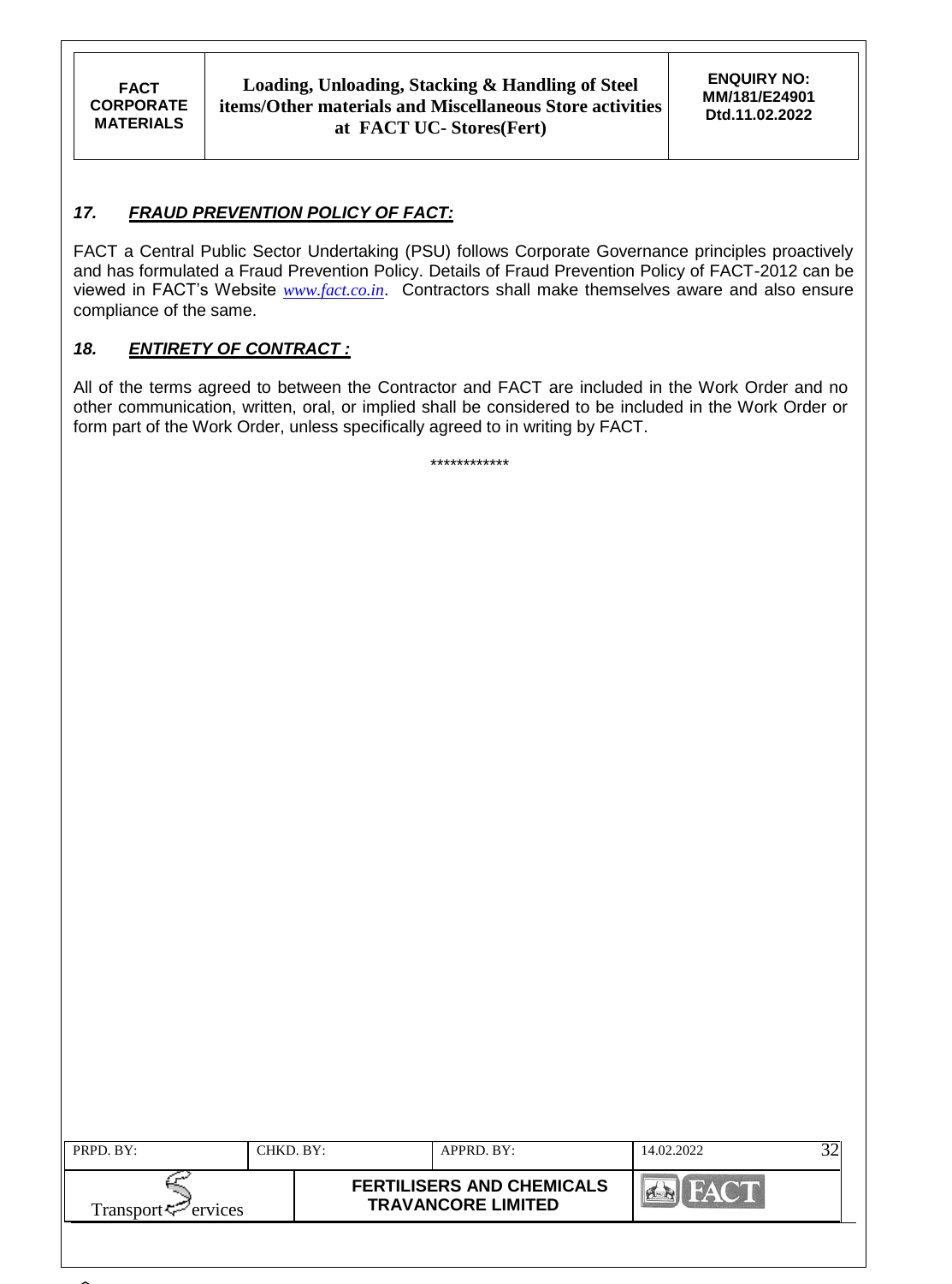### *17. FRAUD PREVENTION POLICY OF FACT:*

FACT a Central Public Sector Undertaking (PSU) follows Corporate Governance principles proactively and has formulated a Fraud Prevention Policy. Details of Fraud Prevention Policy of FACT-2012 can be viewed in FACT's Website *www.fact.co.in*. Contractors shall make themselves aware and also ensure compliance of the same.

### *18. ENTIRETY OF CONTRACT :*

All of the terms agreed to between the Contractor and FACT are included in the Work Order and no other communication, written, oral, or implied shall be considered to be included in the Work Order or form part of the Work Order, unless specifically agreed to in writing by FACT.

************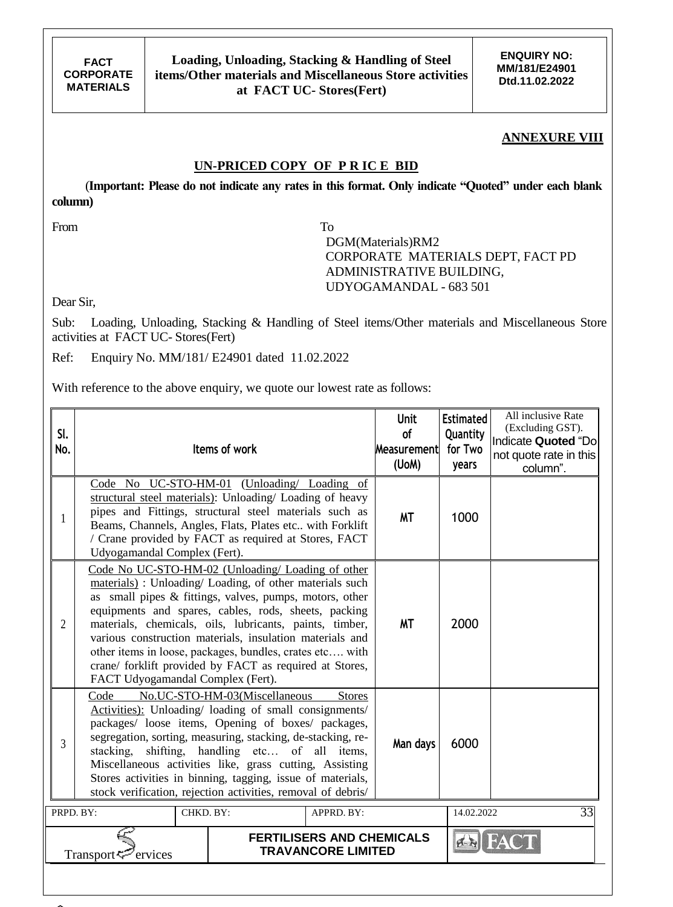## ANNEXURE VIII

### UN-PRICED COPY OF P R IC E BID

(**Important: Please do not indicate any rates in this format. Only indicate "Quoted" under each blank column)**

From

To
DGM(Materials)RM2
CORPORATE MATERIALS DEPT, FACT PD
ADMINISTRATIVE BUILDING,
UDYOGAMANDAL - 683 501

Dear Sir,

Sub: Loading, Unloading, Stacking & Handling of Steel items/Other materials and Miscellaneous Store activities at FACT UC- Stores(Fert)

Ref: Enquiry No. MM/181/ E24901 dated 11.02.2022

With reference to the above enquiry, we quote our lowest rate as follows:

| Sl. No. | Items of work | Unit of Measurement (UoM) | Estimated Quantity for Two years | All inclusive Rate (Excluding GST). Indicate **Quoted** "Do not quote rate in this column". |
|---|---|---|---|---|
| 1 | Code No UC-STO-HM-01 (Unloading/ Loading of structural steel materials): Unloading/ Loading of heavy pipes and Fittings, structural steel materials such as Beams, Channels, Angles, Flats, Plates etc.. with Forklift / Crane provided by FACT as required at Stores, FACT Udyogamandal Complex (Fert). | MT | 1000 | |
| 2 | Code No UC-STO-HM-02 (Unloading/ Loading of other materials) : Unloading/ Loading, of other materials such as small pipes & fittings, valves, pumps, motors, other equipments and spares, cables, rods, sheets, packing materials, chemicals, oils, lubricants, paints, timber, various construction materials, insulation materials and other items in loose, packages, bundles, crates etc…. with crane/ forklift provided by FACT as required at Stores, FACT Udyogamandal Complex (Fert). | MT | 2000 | |
| 3 | Code No.UC-STO-HM-03(Miscellaneous Stores Activities): Unloading/ loading of small consignments/ packages/ loose items, Opening of boxes/ packages, segregation, sorting, measuring, stacking, de-stacking, re-stacking, shifting, handling etc… of all items, Miscellaneous activities like, grass cutting, Assisting Stores activities in binning, tagging, issue of materials, stock verification, rejection activities, removal of debris/ | Man days | 6000 | |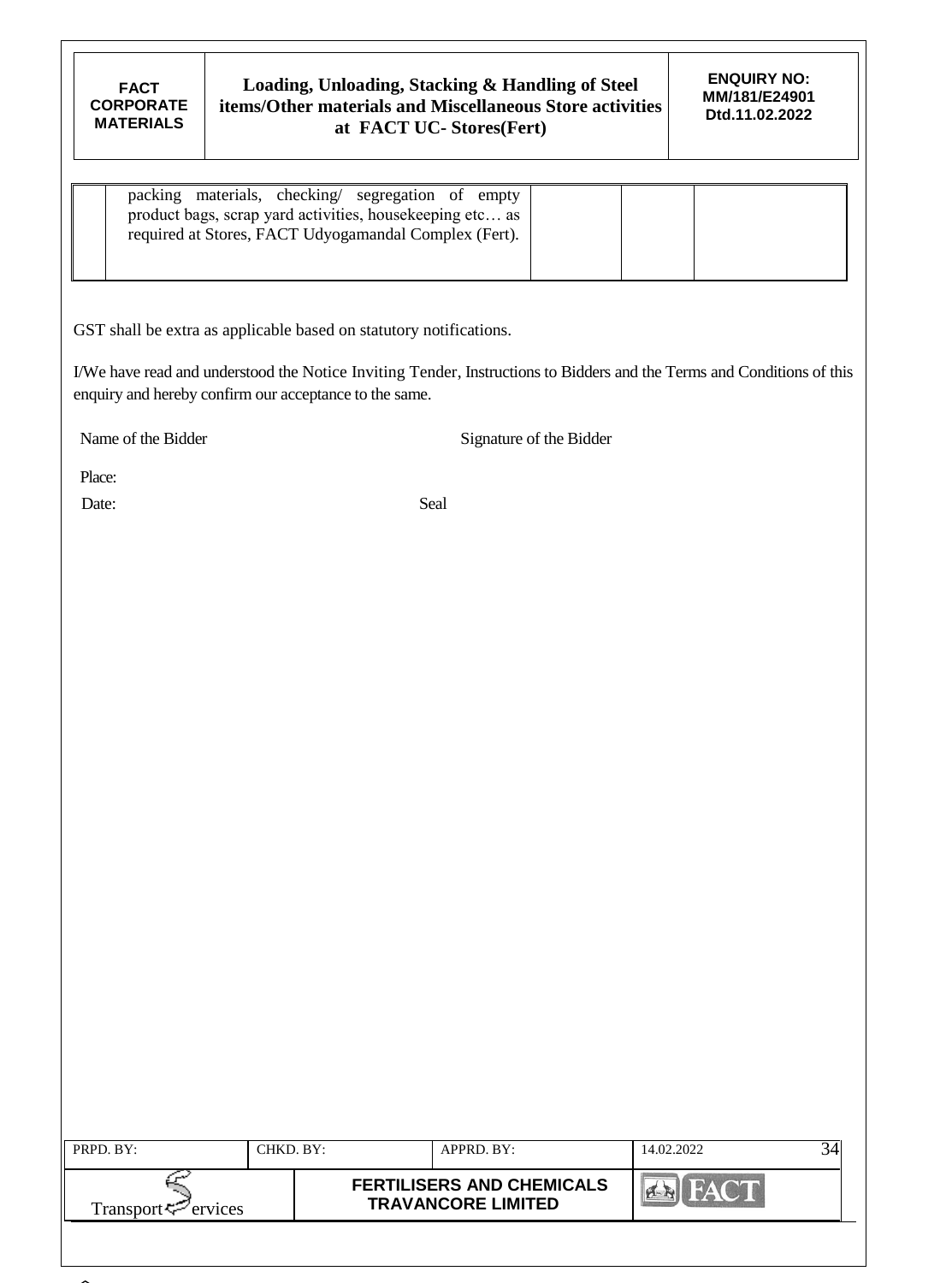| | packing materials, checking/ segregation of empty product bags, scrap yard activities, housekeeping etc… as required at Stores, FACT Udyogamandal Complex (Fert). | | | |
|---|---|---|---|---|

GST shall be extra as applicable based on statutory notifications.

I/We have read and understood the Notice Inviting Tender, Instructions to Bidders and the Terms and Conditions of this enquiry and hereby confirm our acceptance to the same.

Name of the Bidder　　　　　　　　　　　　　Signature of the Bidder

Place:

Date:　　　　　　　　　　　　　　　　　　　Seal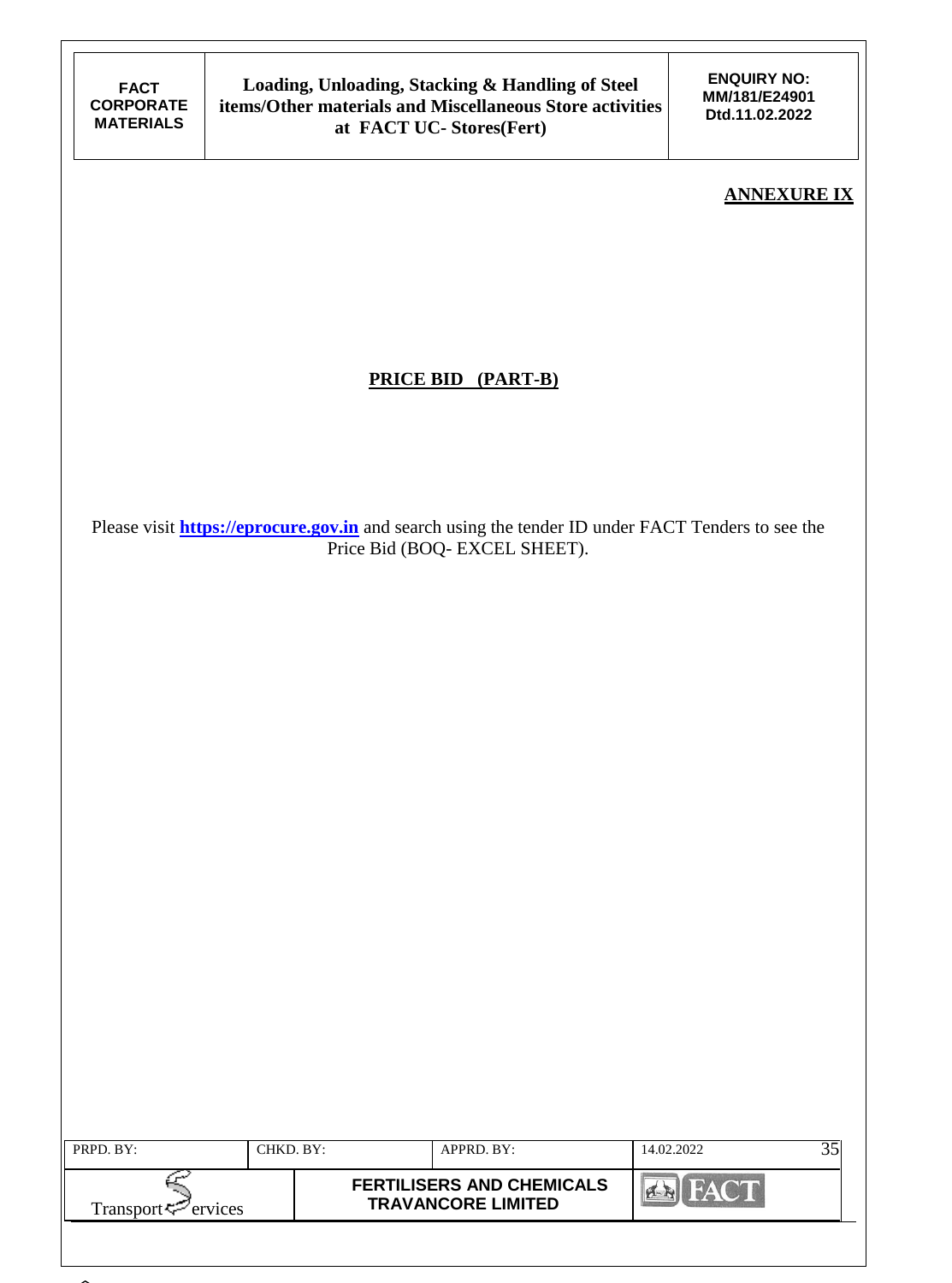**ANNEXURE IX**

## PRICE BID (PART-B)

Please visit **https://eprocure.gov.in** and search using the tender ID under FACT Tenders to see the Price Bid (BOQ- EXCEL SHEET).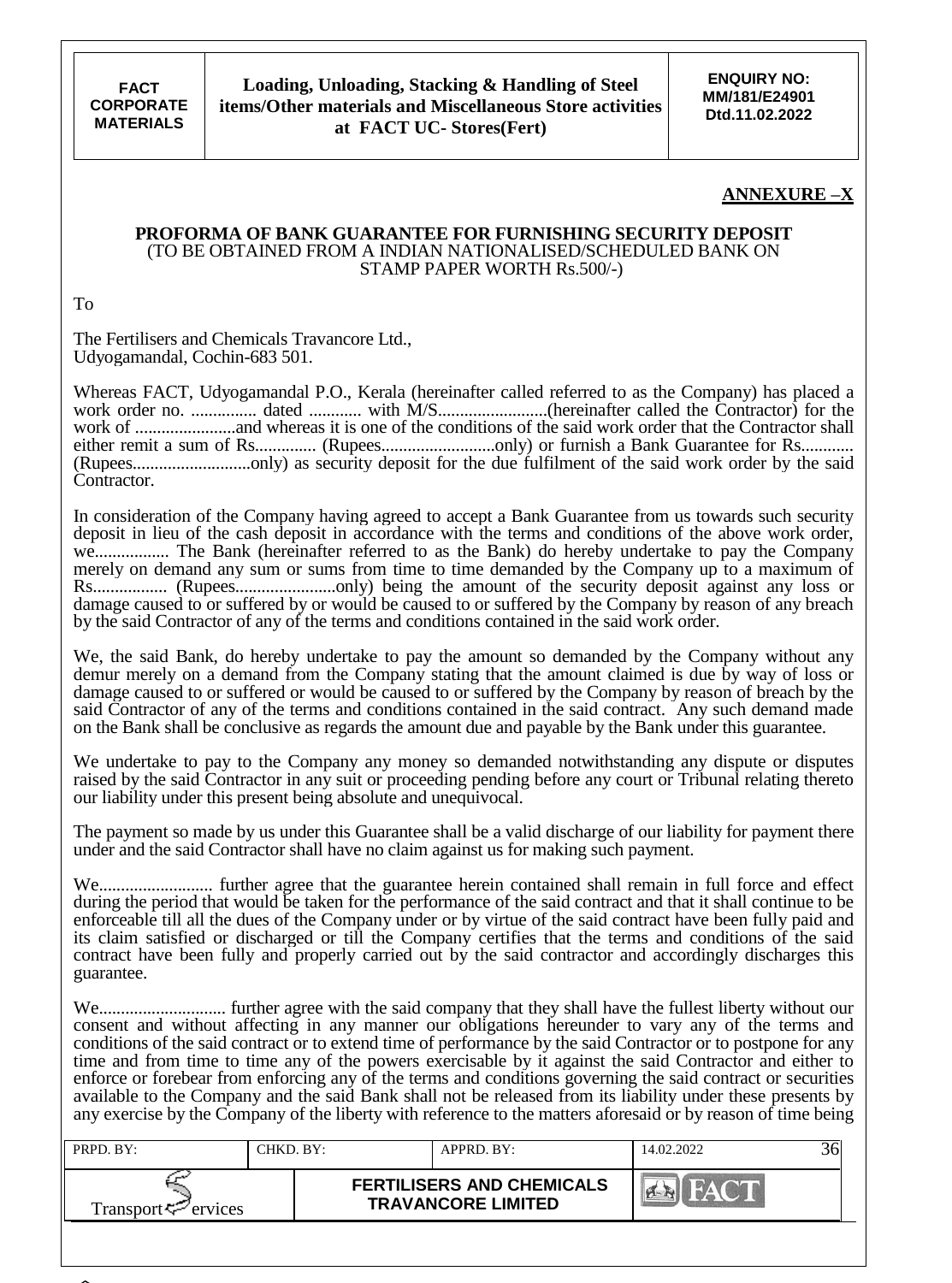## ANNEXURE –X

**PROFORMA OF BANK GUARANTEE FOR FURNISHING SECURITY DEPOSIT**
(TO BE OBTAINED FROM A INDIAN NATIONALISED/SCHEDULED BANK ON STAMP PAPER WORTH Rs.500/-)

To

The Fertilisers and Chemicals Travancore Ltd.,
Udyogamandal, Cochin-683 501.

Whereas FACT, Udyogamandal P.O., Kerala (hereinafter called referred to as the Company) has placed a work order no. ............... dated ............ with M/S.........................(hereinafter called the Contractor) for the work of .......................and whereas it is one of the conditions of the said work order that the Contractor shall either remit a sum of Rs............. (Rupees..........................only) or furnish a Bank Guarantee for Rs............ (Rupees...........................only) as security deposit for the due fulfilment of the said work order by the said Contractor.

In consideration of the Company having agreed to accept a Bank Guarantee from us towards such security deposit in lieu of the cash deposit in accordance with the terms and conditions of the above work order, we................. The Bank (hereinafter referred to as the Bank) do hereby undertake to pay the Company merely on demand any sum or sums from time to time demanded by the Company up to a maximum of Rs................. (Rupees.......................only) being the amount of the security deposit against any loss or damage caused to or suffered by or would be caused to or suffered by the Company by reason of any breach by the said Contractor of any of the terms and conditions contained in the said work order.

We, the said Bank, do hereby undertake to pay the amount so demanded by the Company without any demur merely on a demand from the Company stating that the amount claimed is due by way of loss or damage caused to or suffered or would be caused to or suffered by the Company by reason of breach by the said Contractor of any of the terms and conditions contained in the said contract. Any such demand made on the Bank shall be conclusive as regards the amount due and payable by the Bank under this guarantee.

We undertake to pay to the Company any money so demanded notwithstanding any dispute or disputes raised by the said Contractor in any suit or proceeding pending before any court or Tribunal relating thereto our liability under this present being absolute and unequivocal.

The payment so made by us under this Guarantee shall be a valid discharge of our liability for payment there under and the said Contractor shall have no claim against us for making such payment.

We.......................... further agree that the guarantee herein contained shall remain in full force and effect during the period that would be taken for the performance of the said contract and that it shall continue to be enforceable till all the dues of the Company under or by virtue of the said contract have been fully paid and its claim satisfied or discharged or till the Company certifies that the terms and conditions of the said contract have been fully and properly carried out by the said contractor and accordingly discharges this guarantee.

We............................ further agree with the said company that they shall have the fullest liberty without our consent and without affecting in any manner our obligations hereunder to vary any of the terms and conditions of the said contract or to extend time of performance by the said Contractor or to postpone for any time and from time to time any of the powers exercisable by it against the said Contractor and either to enforce or forebear from enforcing any of the terms and conditions governing the said contract or securities available to the Company and the said Bank shall not be released from its liability under these presents by any exercise by the Company of the liberty with reference to the matters aforesaid or by reason of time being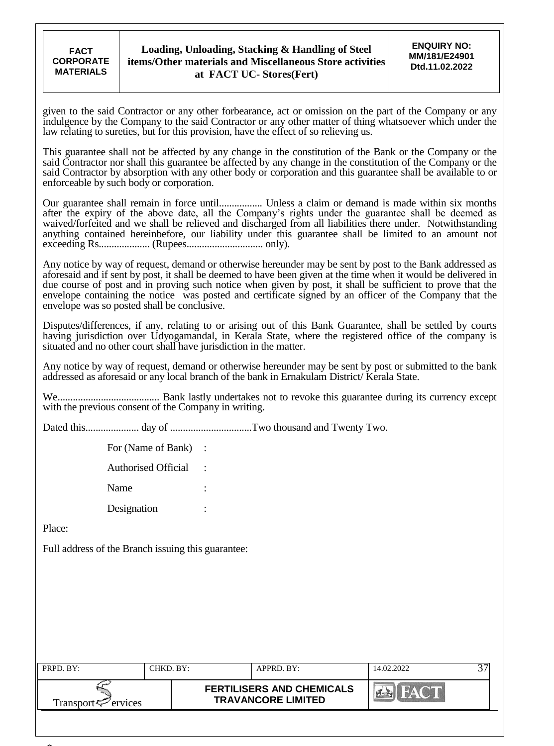given to the said Contractor or any other forbearance, act or omission on the part of the Company or any indulgence by the Company to the said Contractor or any other matter of thing whatsoever which under the law relating to sureties, but for this provision, have the effect of so relieving us.

This guarantee shall not be affected by any change in the constitution of the Bank or the Company or the said Contractor nor shall this guarantee be affected by any change in the constitution of the Company or the said Contractor by absorption with any other body or corporation and this guarantee shall be available to or enforceable by such body or corporation.

Our guarantee shall remain in force until................. Unless a claim or demand is made within six months after the expiry of the above date, all the Company's rights under the guarantee shall be deemed as waived/forfeited and we shall be relieved and discharged from all liabilities there under. Notwithstanding anything contained hereinbefore, our liability under this guarantee shall be limited to an amount not exceeding Rs.................... (Rupees............................. only).

Any notice by way of request, demand or otherwise hereunder may be sent by post to the Bank addressed as aforesaid and if sent by post, it shall be deemed to have been given at the time when it would be delivered in due course of post and in proving such notice when given by post, it shall be sufficient to prove that the envelope containing the notice was posted and certificate signed by an officer of the Company that the envelope was so posted shall be conclusive.

Disputes/differences, if any, relating to or arising out of this Bank Guarantee, shall be settled by courts having jurisdiction over Udyogamandal, in Kerala State, where the registered office of the company is situated and no other court shall have jurisdiction in the matter.

Any notice by way of request, demand or otherwise hereunder may be sent by post or submitted to the bank addressed as aforesaid or any local branch of the bank in Ernakulam District/ Kerala State.

We........................................ Bank lastly undertakes not to revoke this guarantee during its currency except with the previous consent of the Company in writing.

Dated this..................... day of ................................Two thousand and Twenty Two.

For (Name of Bank) :

Authorised Official :

Name :

Designation :

Place:

Full address of the Branch issuing this guarantee: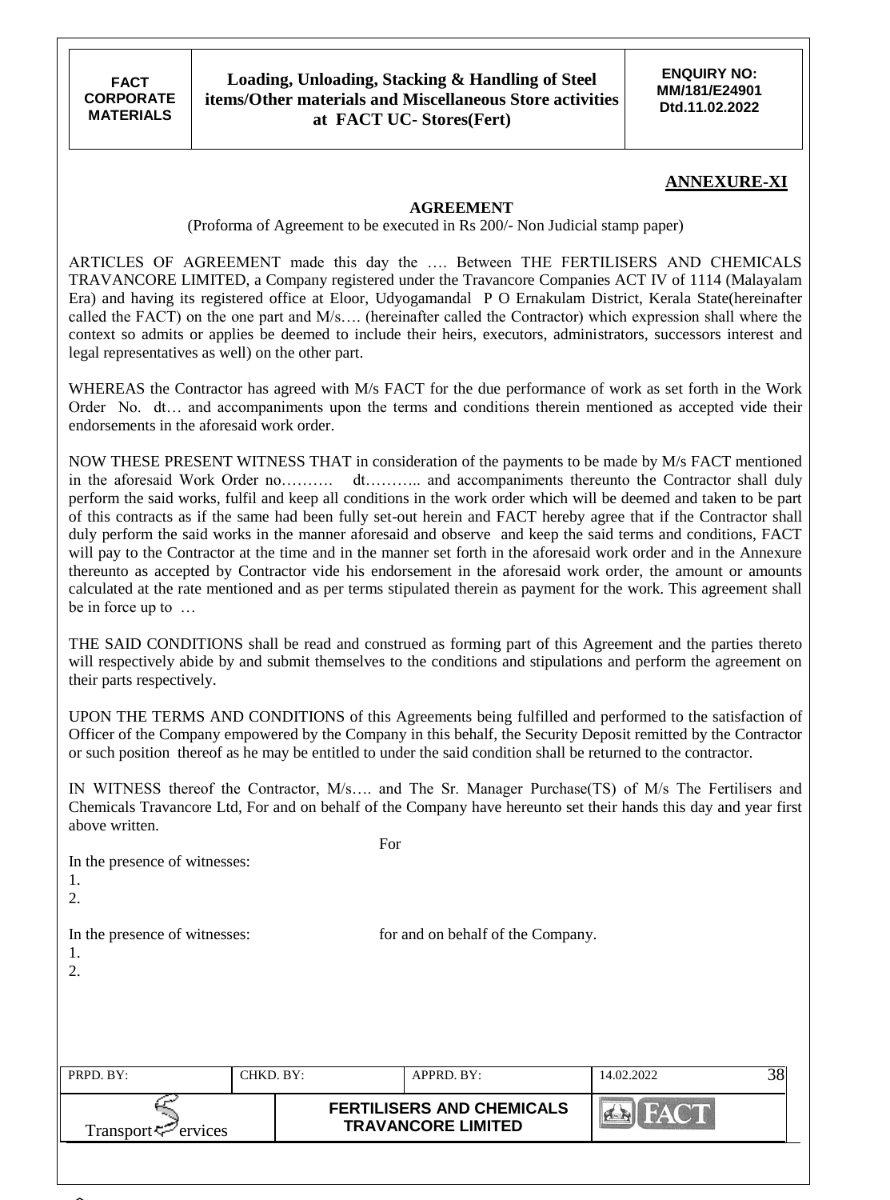**ANNEXURE-XI**

**AGREEMENT**

(Proforma of Agreement to be executed in Rs 200/- Non Judicial stamp paper)

ARTICLES OF AGREEMENT made this day the …. Between THE FERTILISERS AND CHEMICALS TRAVANCORE LIMITED, a Company registered under the Travancore Companies ACT IV of 1114 (Malayalam Era) and having its registered office at Eloor, Udyogamandal P O Ernakulam District, Kerala State(hereinafter called the FACT) on the one part and M/s…. (hereinafter called the Contractor) which expression shall where the context so admits or applies be deemed to include their heirs, executors, administrators, successors interest and legal representatives as well) on the other part.

WHEREAS the Contractor has agreed with M/s FACT for the due performance of work as set forth in the Work Order No. dt… and accompaniments upon the terms and conditions therein mentioned as accepted vide their endorsements in the aforesaid work order.

NOW THESE PRESENT WITNESS THAT in consideration of the payments to be made by M/s FACT mentioned in the aforesaid Work Order no………. dt……….. and accompaniments thereunto the Contractor shall duly perform the said works, fulfil and keep all conditions in the work order which will be deemed and taken to be part of this contracts as if the same had been fully set-out herein and FACT hereby agree that if the Contractor shall duly perform the said works in the manner aforesaid and observe and keep the said terms and conditions, FACT will pay to the Contractor at the time and in the manner set forth in the aforesaid work order and in the Annexure thereunto as accepted by Contractor vide his endorsement in the aforesaid work order, the amount or amounts calculated at the rate mentioned and as per terms stipulated therein as payment for the work. This agreement shall be in force up to …

THE SAID CONDITIONS shall be read and construed as forming part of this Agreement and the parties thereto will respectively abide by and submit themselves to the conditions and stipulations and perform the agreement on their parts respectively.

UPON THE TERMS AND CONDITIONS of this Agreements being fulfilled and performed to the satisfaction of Officer of the Company empowered by the Company in this behalf, the Security Deposit remitted by the Contractor or such position thereof as he may be entitled to under the said condition shall be returned to the contractor.

IN WITNESS thereof the Contractor, M/s…. and The Sr. Manager Purchase(TS) of M/s The Fertilisers and Chemicals Travancore Ltd, For and on behalf of the Company have hereunto set their hands this day and year first above written.

For

In the presence of witnesses:

1.
2.

In the presence of witnesses: for and on behalf of the Company.

1.
2.